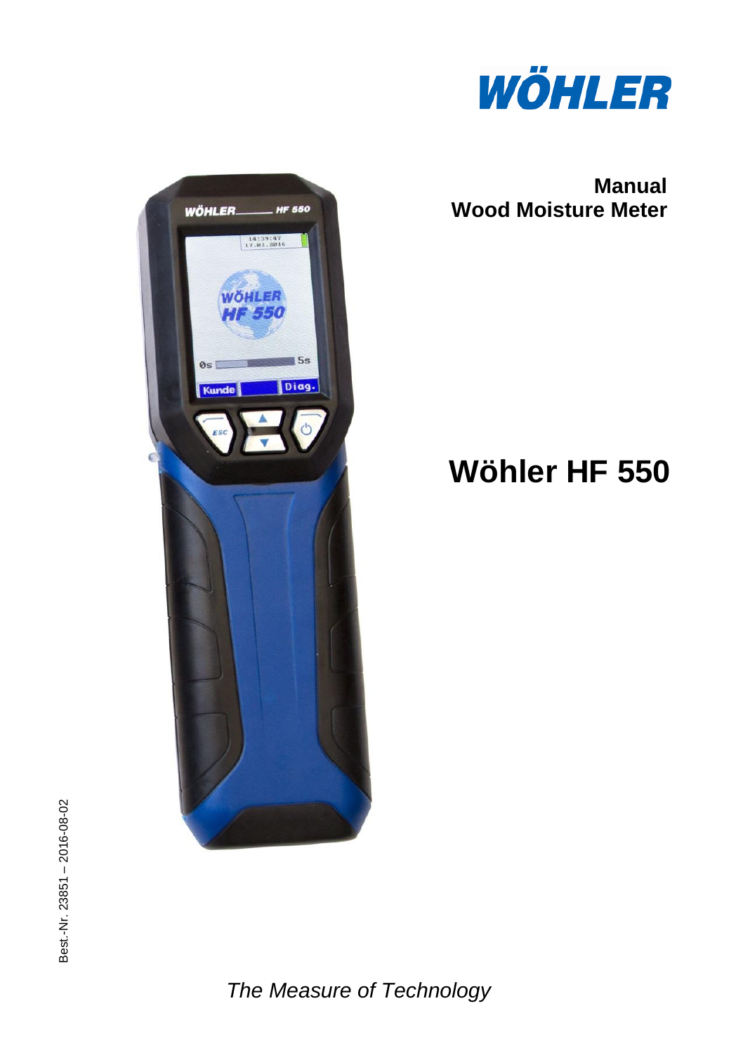WÖHLER

**Manual**
**Wood Moisture Meter**

# Wöhler HF 550

Best.-Nr. 23851 – 2016-08-02

*The Measure of Technology*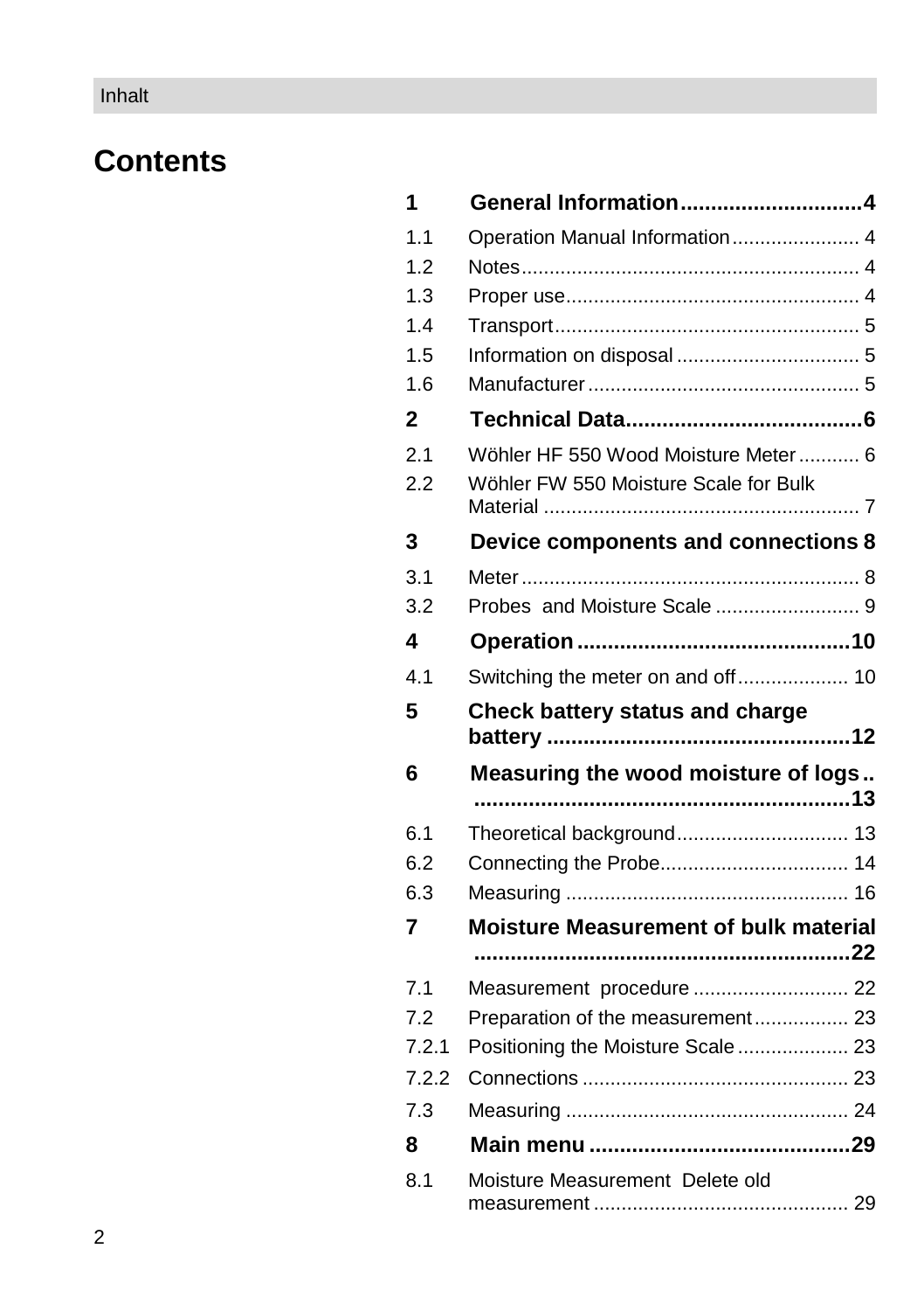# Contents

**1 General Information .............................. 4**

1.1 Operation Manual Information ....................... 4

1.2 Notes ............................................................. 4

1.3 Proper use ..................................................... 4

1.4 Transport ....................................................... 5

1.5 Information on disposal ................................. 5

1.6 Manufacturer ................................................. 5

**2 Technical Data ...................................... 6**

2.1 Wöhler HF 550 Wood Moisture Meter ........... 6

2.2 Wöhler FW 550 Moisture Scale for Bulk Material ......................................................... 7

**3 Device components and connections 8**

3.1 Meter ............................................................. 8

3.2 Probes and Moisture Scale .......................... 9

**4 Operation ............................................. 10**

4.1 Switching the meter on and off .................... 10

**5 Check battery status and charge battery ................................................. 12**

**6 Measuring the wood moisture of logs .. .............................................................. 13**

6.1 Theoretical background ............................... 13

6.2 Connecting the Probe.................................. 14

6.3 Measuring .................................................. 16

**7 Moisture Measurement of bulk material .............................................................. 22**

7.1 Measurement procedure ............................ 22

7.2 Preparation of the measurement ................. 23

7.2.1 Positioning the Moisture Scale .................... 23

7.2.2 Connections ................................................ 23

7.3 Measuring .................................................. 24

**8 Main menu ........................................... 29**

8.1 Moisture Measurement Delete old measurement ............................................. 29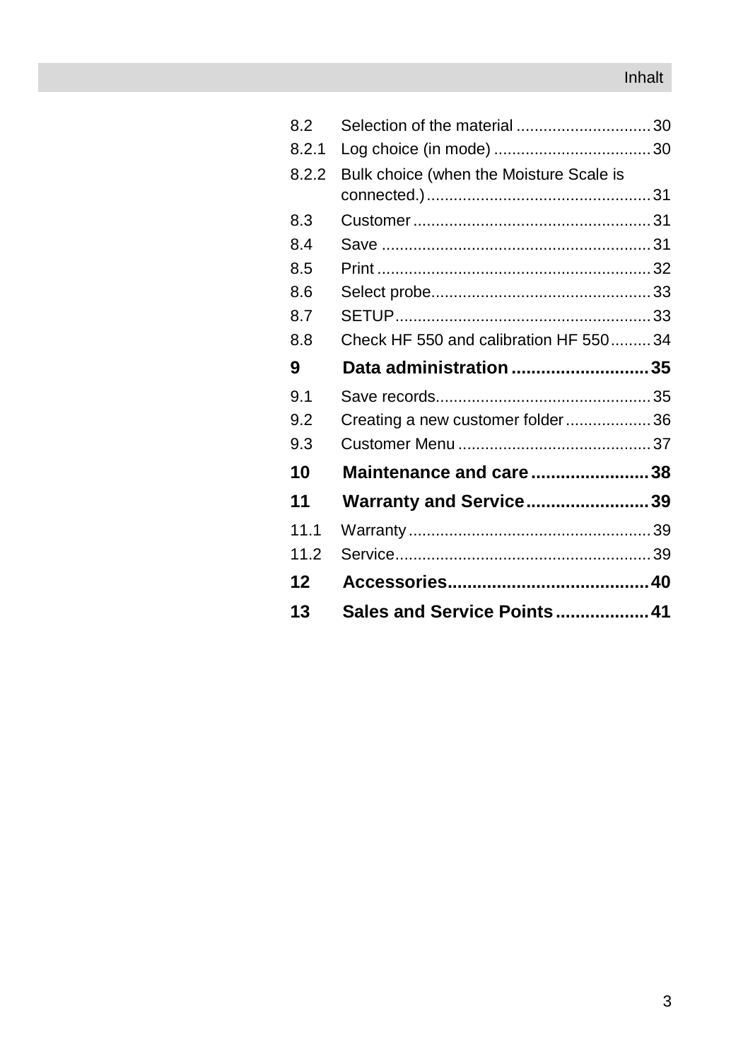8.2 Selection of the material ............................. 30

8.2.1 Log choice (in mode) ................................... 30

8.2.2 Bulk choice (when the Moisture Scale is connected.) .................................................. 31

8.3 Customer ..................................................... 31

8.4 Save ............................................................ 31

8.5 Print ............................................................ 32

8.6 Select probe................................................. 33

8.7 SETUP......................................................... 33

8.8 Check HF 550 and calibration HF 550......... 34

**9 Data administration ............................ 35**

9.1 Save records................................................ 35

9.2 Creating a new customer folder................... 36

9.3 Customer Menu ........................................... 37

**10 Maintenance and care ........................ 38**

**11 Warranty and Service......................... 39**

11.1 Warranty ...................................................... 39

11.2 Service......................................................... 39

**12 Accessories......................................... 40**

**13 Sales and Service Points .................. 41**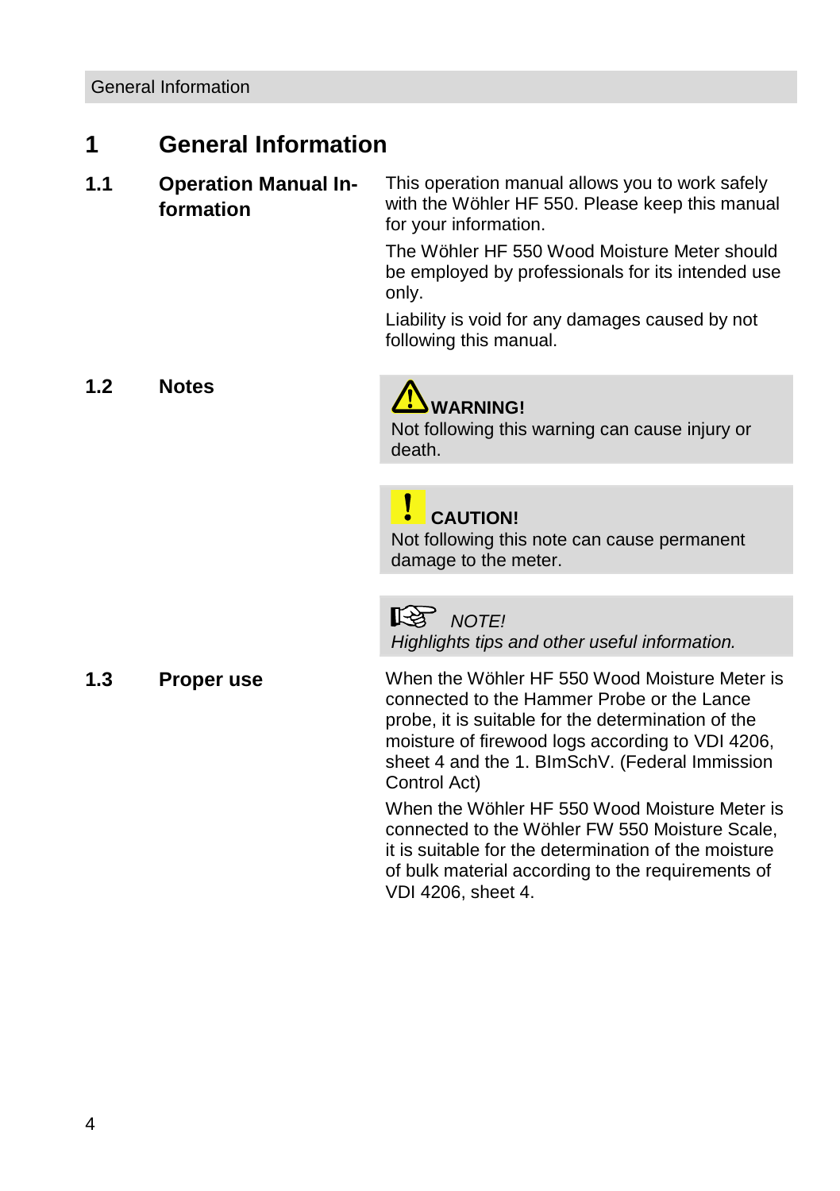# 1 General Information

## 1.1 Operation Manual Information

This operation manual allows you to work safely with the Wöhler HF 550. Please keep this manual for your information.

The Wöhler HF 550 Wood Moisture Meter should be employed by professionals for its intended use only.

Liability is void for any damages caused by not following this manual.

## 1.2 Notes

**WARNING!**
Not following this warning can cause injury or death.

**CAUTION!**
Not following this note can cause permanent damage to the meter.

*NOTE!*
*Highlights tips and other useful information.*

## 1.3 Proper use

When the Wöhler HF 550 Wood Moisture Meter is connected to the Hammer Probe or the Lance probe, it is suitable for the determination of the moisture of firewood logs according to VDI 4206, sheet 4 and the 1. BImSchV. (Federal Immission Control Act)

When the Wöhler HF 550 Wood Moisture Meter is connected to the Wöhler FW 550 Moisture Scale, it is suitable for the determination of the moisture of bulk material according to the requirements of VDI 4206, sheet 4.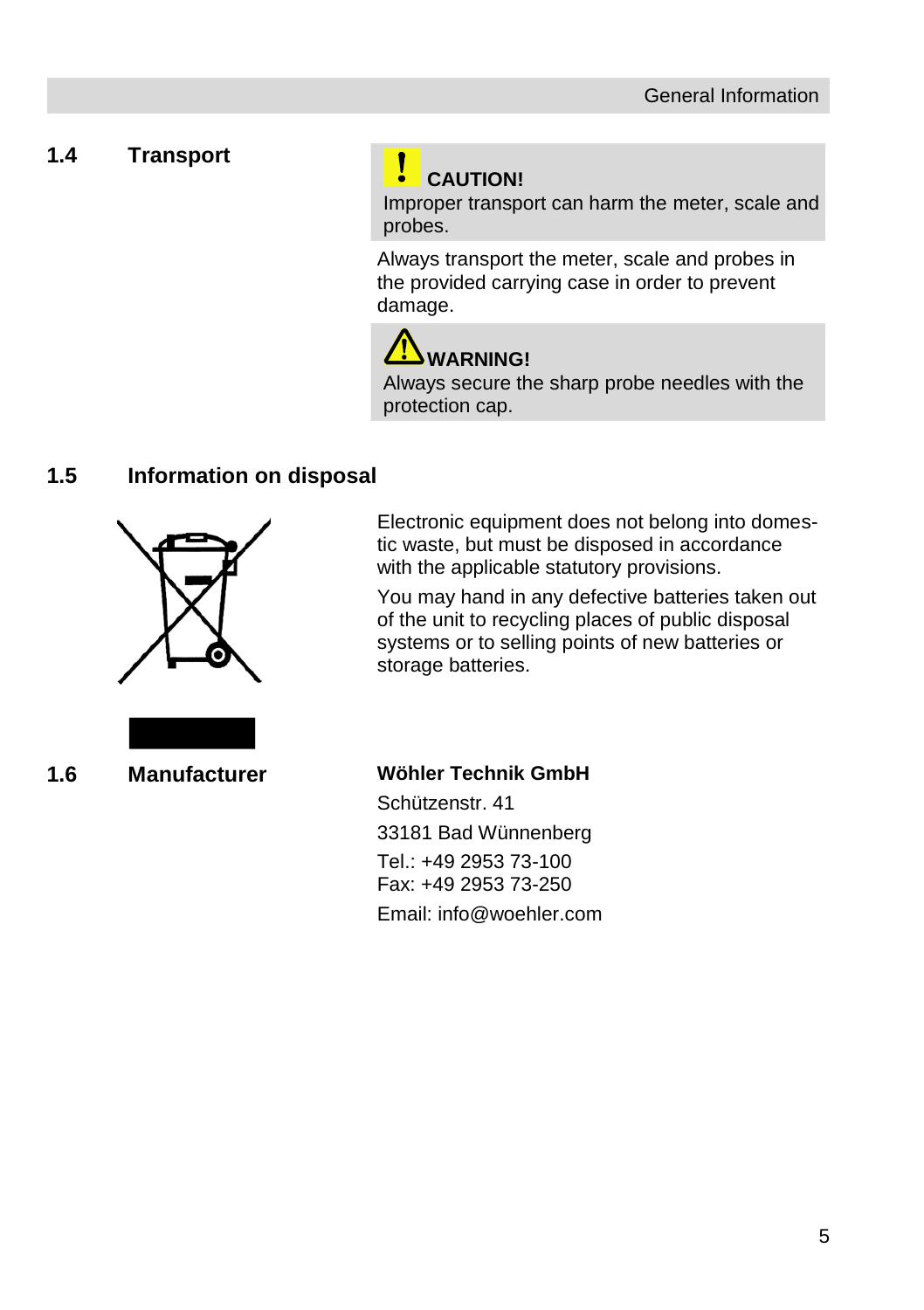## 1.4 Transport

**CAUTION!**
Improper transport can harm the meter, scale and probes.

Always transport the meter, scale and probes in the provided carrying case in order to prevent damage.

**WARNING!**
Always secure the sharp probe needles with the protection cap.

## 1.5 Information on disposal

Electronic equipment does not belong into domestic waste, but must be disposed in accordance with the applicable statutory provisions.

You may hand in any defective batteries taken out of the unit to recycling places of public disposal systems or to selling points of new batteries or storage batteries.

## 1.6 Manufacturer

**Wöhler Technik GmbH**

Schützenstr. 41

33181 Bad Wünnenberg

Tel.: +49 2953 73-100
Fax: +49 2953 73-250

Email: info@woehler.com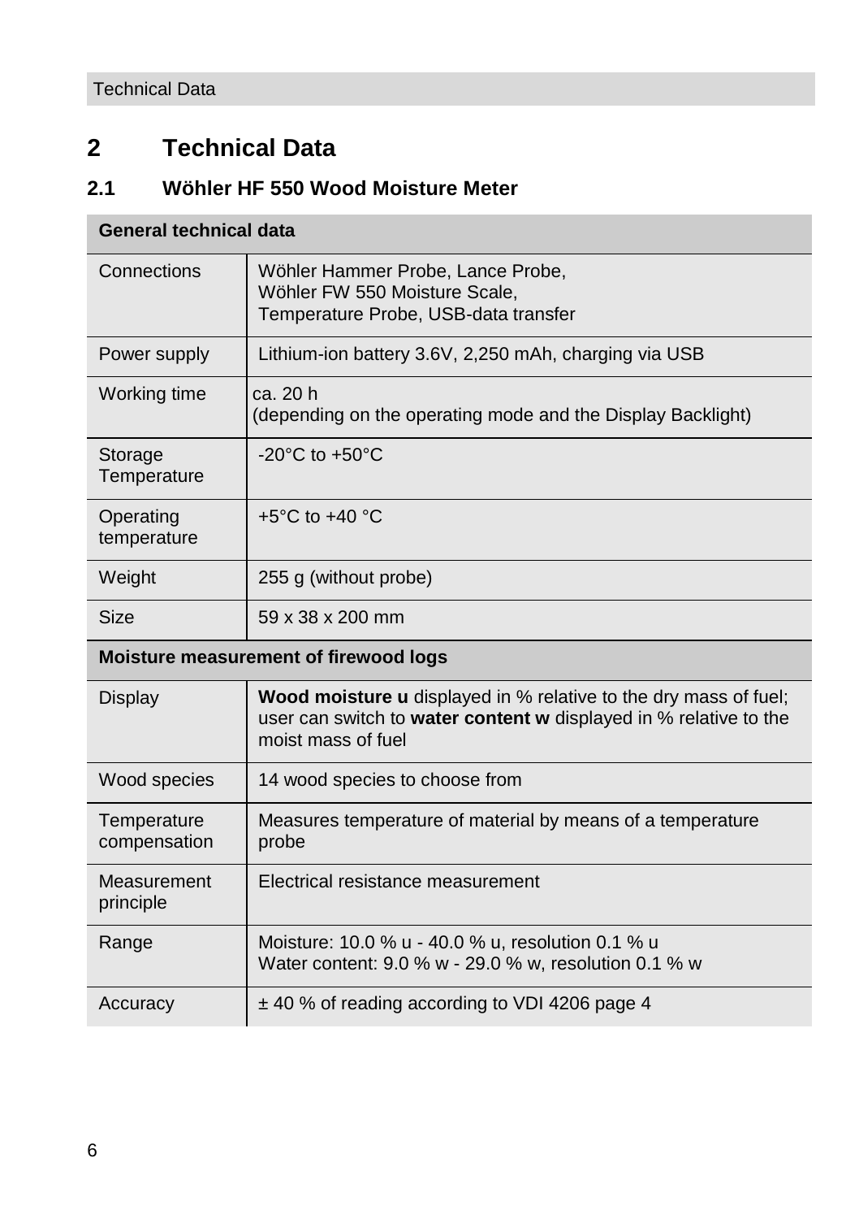# 2 Technical Data

## 2.1 Wöhler HF 550 Wood Moisture Meter

| General technical data | |
|---|---|
| Connections | Wöhler Hammer Probe, Lance Probe,<br>Wöhler FW 550 Moisture Scale,<br>Temperature Probe, USB-data transfer |
| Power supply | Lithium-ion battery 3.6V, 2,250 mAh, charging via USB |
| Working time | ca. 20 h<br>(depending on the operating mode and the Display Backlight) |
| Storage Temperature | -20°C to +50°C |
| Operating temperature | +5°C to +40 °C |
| Weight | 255 g (without probe) |
| Size | 59 x 38 x 200 mm |
| **Moisture measurement of firewood logs** | |
| Display | **Wood moisture u** displayed in % relative to the dry mass of fuel; user can switch to **water content w** displayed in % relative to the moist mass of fuel |
| Wood species | 14 wood species to choose from |
| Temperature compensation | Measures temperature of material by means of a temperature probe |
| Measurement principle | Electrical resistance measurement |
| Range | Moisture: 10.0 % u - 40.0 % u, resolution 0.1 % u<br>Water content: 9.0 % w - 29.0 % w, resolution 0.1 % w |
| Accuracy | ± 40 % of reading according to VDI 4206 page 4 |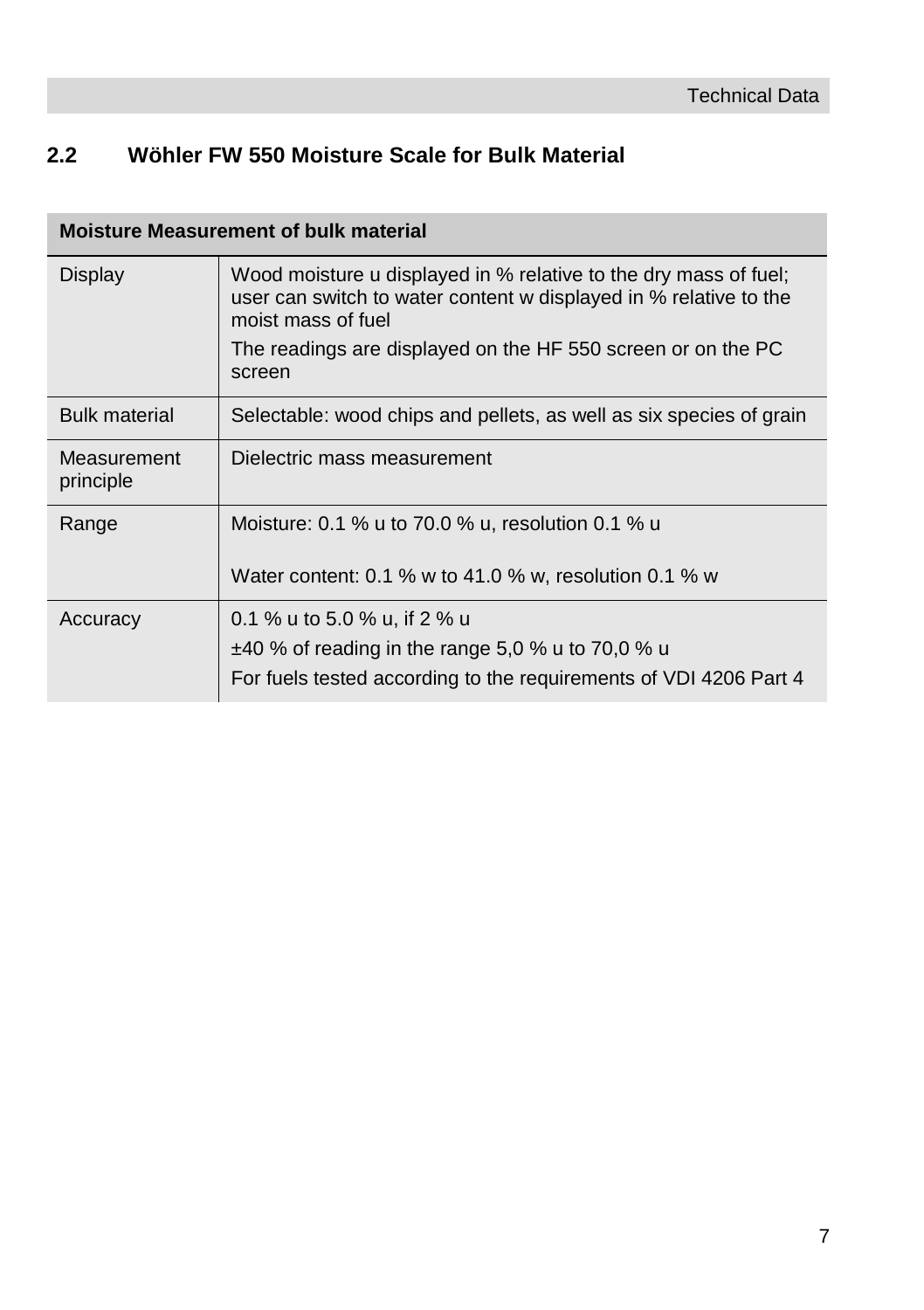## 2.2 Wöhler FW 550 Moisture Scale for Bulk Material

| Moisture Measurement of bulk material | |
|---|---|
| Display | Wood moisture u displayed in % relative to the dry mass of fuel; user can switch to water content w displayed in % relative to the moist mass of fuel<br>The readings are displayed on the HF 550 screen or on the PC screen |
| Bulk material | Selectable: wood chips and pellets, as well as six species of grain |
| Measurement principle | Dielectric mass measurement |
| Range | Moisture: 0.1 % u to 70.0 % u, resolution 0.1 % u<br><br>Water content: 0.1 % w to 41.0 % w, resolution 0.1 % w |
| Accuracy | 0.1 % u to 5.0 % u, if 2 % u<br>±40 % of reading in the range 5,0 % u to 70,0 % u<br>For fuels tested according to the requirements of VDI 4206 Part 4 |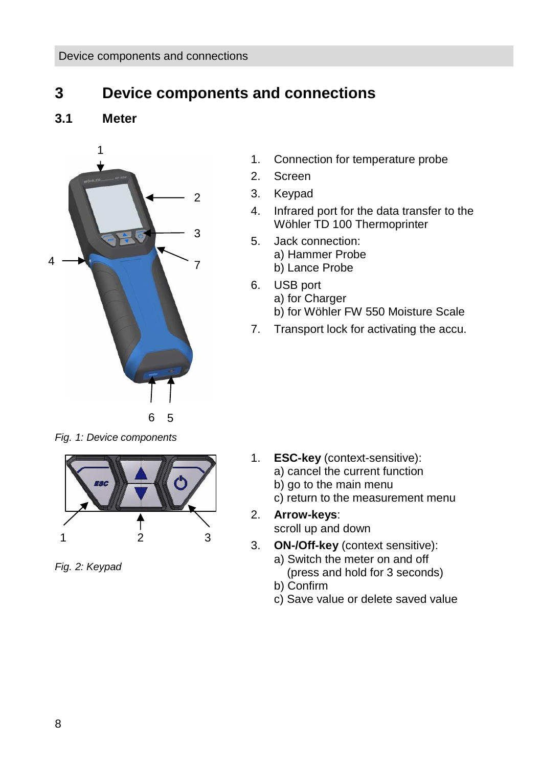# 3 Device components and connections

## 3.1 Meter

1. Connection for temperature probe
2. Screen
3. Keypad
4. Infrared port for the data transfer to the Wöhler TD 100 Thermoprinter
5. Jack connection:
   a) Hammer Probe
   b) Lance Probe
6. USB port
   a) for Charger
   b) for Wöhler FW 550 Moisture Scale
7. Transport lock for activating the accu.

*Fig. 1: Device components*

1. **ESC-key** (context-sensitive):
   a) cancel the current function
   b) go to the main menu
   c) return to the measurement menu
2. **Arrow-keys**:
   scroll up and down
3. **ON-/Off-key** (context sensitive):
   a) Switch the meter on and off
   (press and hold for 3 seconds)
   b) Confirm
   c) Save value or delete saved value

*Fig. 2: Keypad*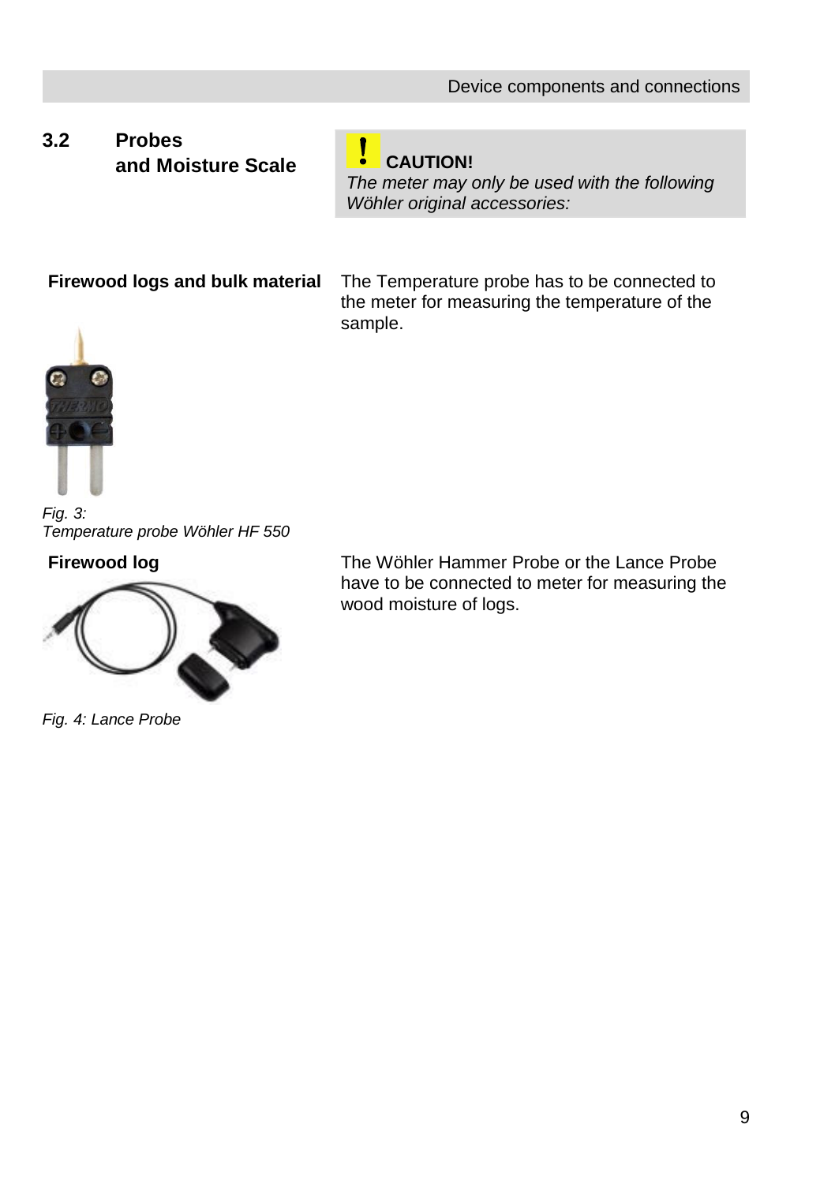## 3.2 Probes and Moisture Scale

> **CAUTION!**
> *The meter may only be used with the following Wöhler original accessories:*

**Firewood logs and bulk material**

The Temperature probe has to be connected to the meter for measuring the temperature of the sample.

*Fig. 3:*
*Temperature probe Wöhler HF 550*

**Firewood log**

The Wöhler Hammer Probe or the Lance Probe have to be connected to meter for measuring the wood moisture of logs.

*Fig. 4: Lance Probe*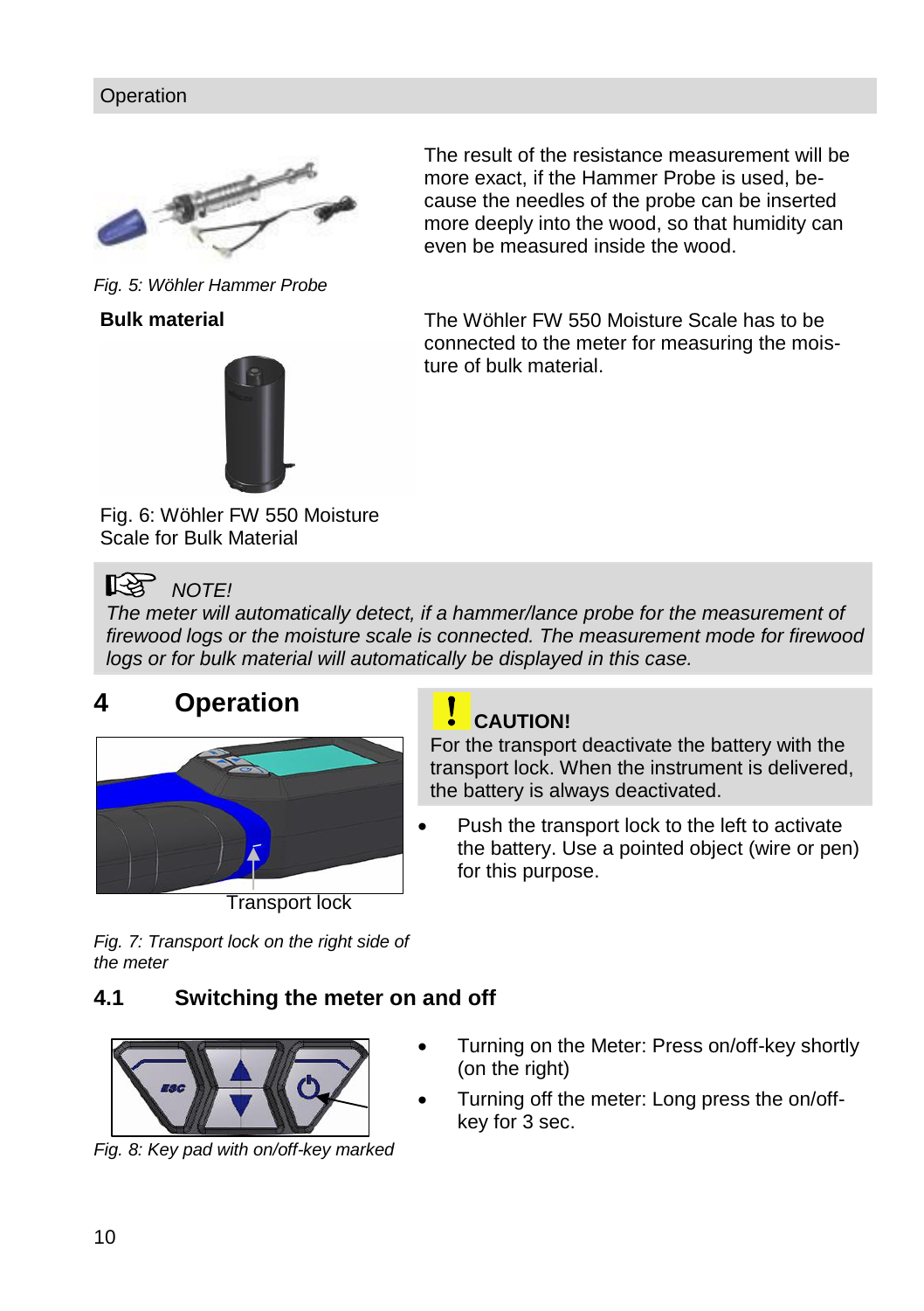*Fig. 5: Wöhler Hammer Probe*

The result of the resistance measurement will be more exact, if the Hammer Probe is used, because the needles of the probe can be inserted more deeply into the wood, so that humidity can even be measured inside the wood.

**Bulk material**

Fig. 6: Wöhler FW 550 Moisture Scale for Bulk Material

The Wöhler FW 550 Moisture Scale has to be connected to the meter for measuring the moisture of bulk material.

*NOTE!*
*The meter will automatically detect, if a hammer/lance probe for the measurement of firewood logs or the moisture scale is connected. The measurement mode for firewood logs or for bulk material will automatically be displayed in this case.*

# 4 Operation

Transport lock

*Fig. 7: Transport lock on the right side of the meter*

**CAUTION!**
For the transport deactivate the battery with the transport lock. When the instrument is delivered, the battery is always deactivated.

- Push the transport lock to the left to activate the battery. Use a pointed object (wire or pen) for this purpose.

## 4.1 Switching the meter on and off

*Fig. 8: Key pad with on/off-key marked*

- Turning on the Meter: Press on/off-key shortly (on the right)
- Turning off the meter: Long press the on/off-key for 3 sec.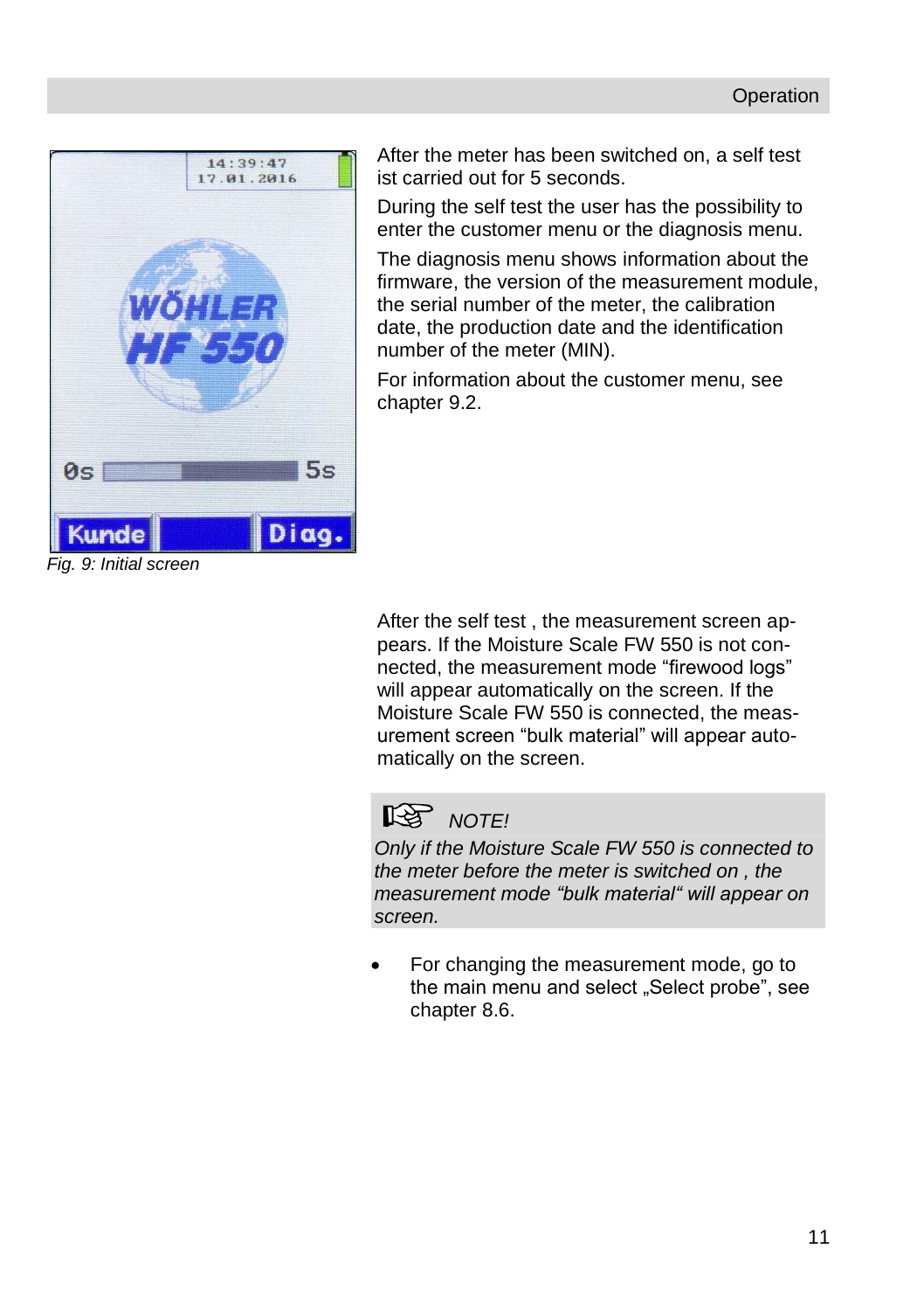After the meter has been switched on, a self test ist carried out for 5 seconds.

During the self test the user has the possibility to enter the customer menu or the diagnosis menu.

The diagnosis menu shows information about the firmware, the version of the measurement module, the serial number of the meter, the calibration date, the production date and the identification number of the meter (MIN).

For information about the customer menu, see chapter 9.2.

*Fig. 9: Initial screen*

After the self test , the measurement screen appears. If the Moisture Scale FW 550 is not connected, the measurement mode “firewood logs” will appear automatically on the screen. If the Moisture Scale FW 550 is connected, the measurement screen “bulk material” will appear automatically on the screen.

> *NOTE!*
>
> *Only if the Moisture Scale FW 550 is connected to the meter before the meter is switched on , the measurement mode “bulk material“ will appear on screen.*

- For changing the measurement mode, go to the main menu and select „Select probe”, see chapter 8.6.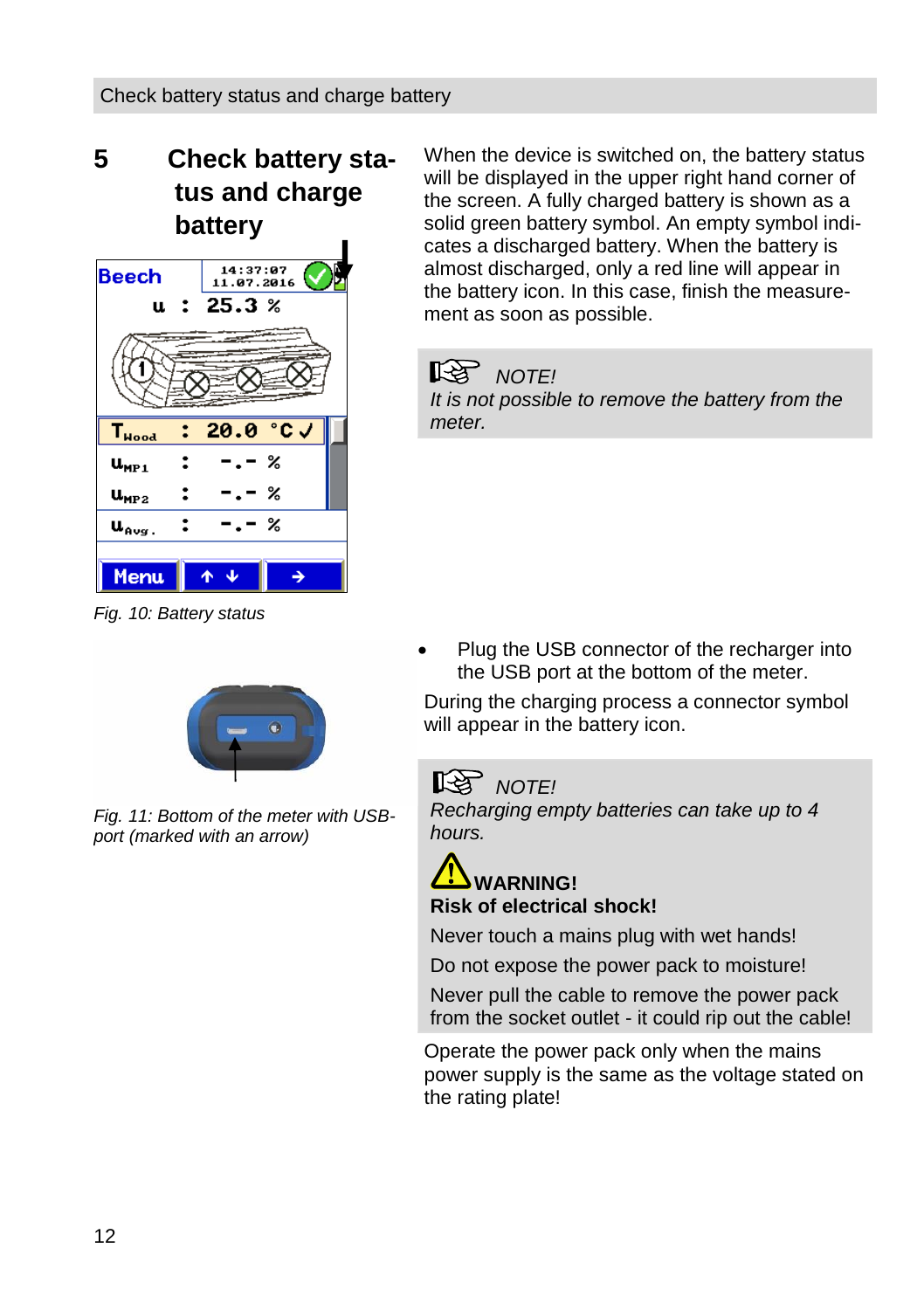# 5 Check battery status and charge battery

When the device is switched on, the battery status will be displayed in the upper right hand corner of the screen. A fully charged battery is shown as a solid green battery symbol. An empty symbol indicates a discharged battery. When the battery is almost discharged, only a red line will appear in the battery icon. In this case, finish the measurement as soon as possible.

Fig. 10: Battery status

> *NOTE!*
> *It is not possible to remove the battery from the meter.*

Fig. 11: Bottom of the meter with USB-port (marked with an arrow)

- Plug the USB connector of the recharger into the USB port at the bottom of the meter.

During the charging process a connector symbol will appear in the battery icon.

> *NOTE!*
> *Recharging empty batteries can take up to 4 hours.*

> **WARNING!**
> **Risk of electrical shock!**
>
> Never touch a mains plug with wet hands!
>
> Do not expose the power pack to moisture!
>
> Never pull the cable to remove the power pack from the socket outlet - it could rip out the cable!

Operate the power pack only when the mains power supply is the same as the voltage stated on the rating plate!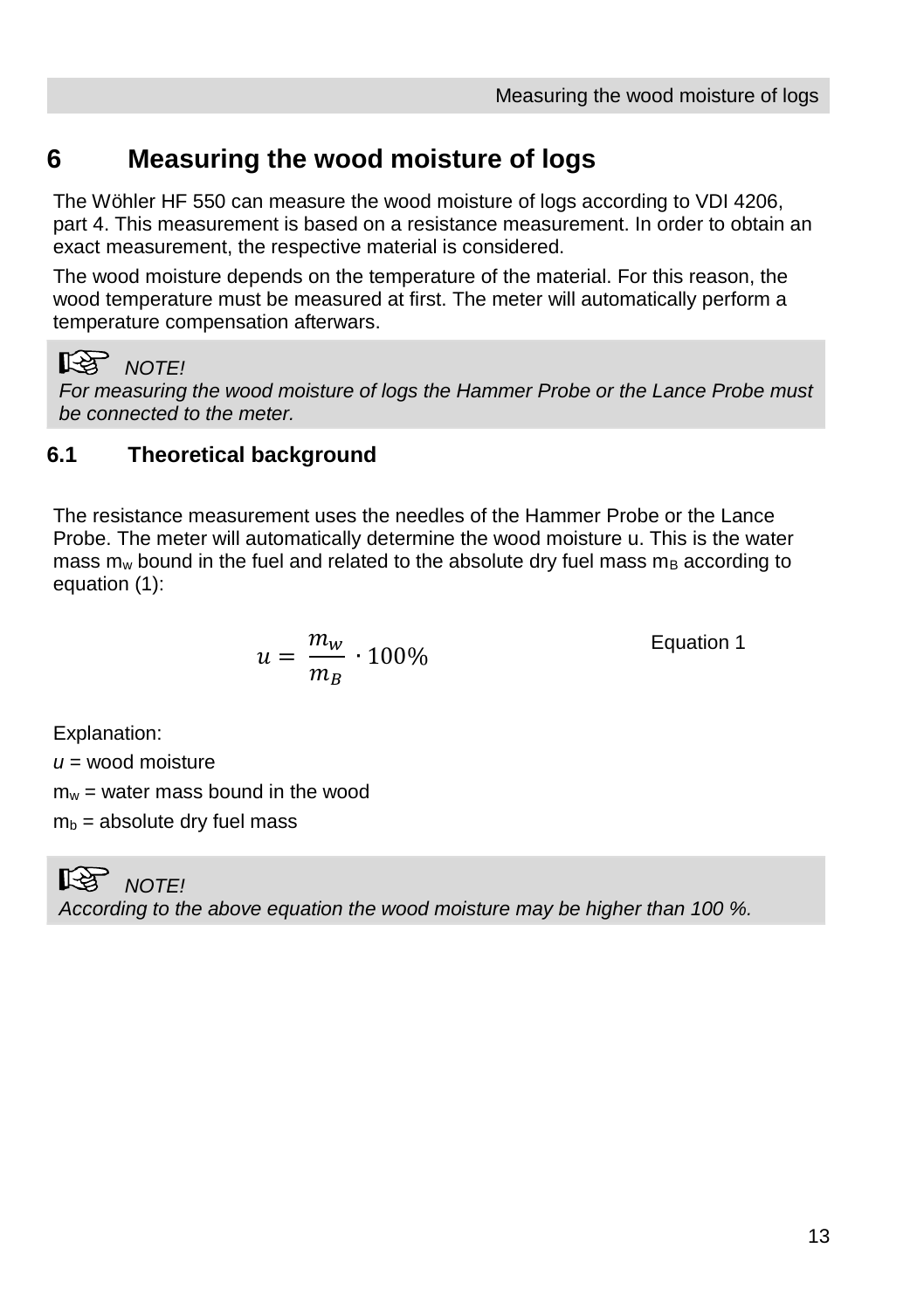# 6 Measuring the wood moisture of logs

The Wöhler HF 550 can measure the wood moisture of logs according to VDI 4206, part 4. This measurement is based on a resistance measurement. In order to obtain an exact measurement, the respective material is considered.

The wood moisture depends on the temperature of the material. For this reason, the wood temperature must be measured at first. The meter will automatically perform a temperature compensation afterwars.

> ☞ *NOTE!*
> *For measuring the wood moisture of logs the Hammer Probe or the Lance Probe must be connected to the meter.*

## 6.1 Theoretical background

The resistance measurement uses the needles of the Hammer Probe or the Lance Probe. The meter will automatically determine the wood moisture u. This is the water mass $m_w$ bound in the fuel and related to the absolute dry fuel mass $m_B$ according to equation (1):

$$u = \frac{m_w}{m_B} \cdot 100\% \qquad \text{Equation 1}$$

Explanation:

*u* = wood moisture

$m_w$ = water mass bound in the wood

$m_b$ = absolute dry fuel mass

> ☞ *NOTE!*
> *According to the above equation the wood moisture may be higher than 100 %.*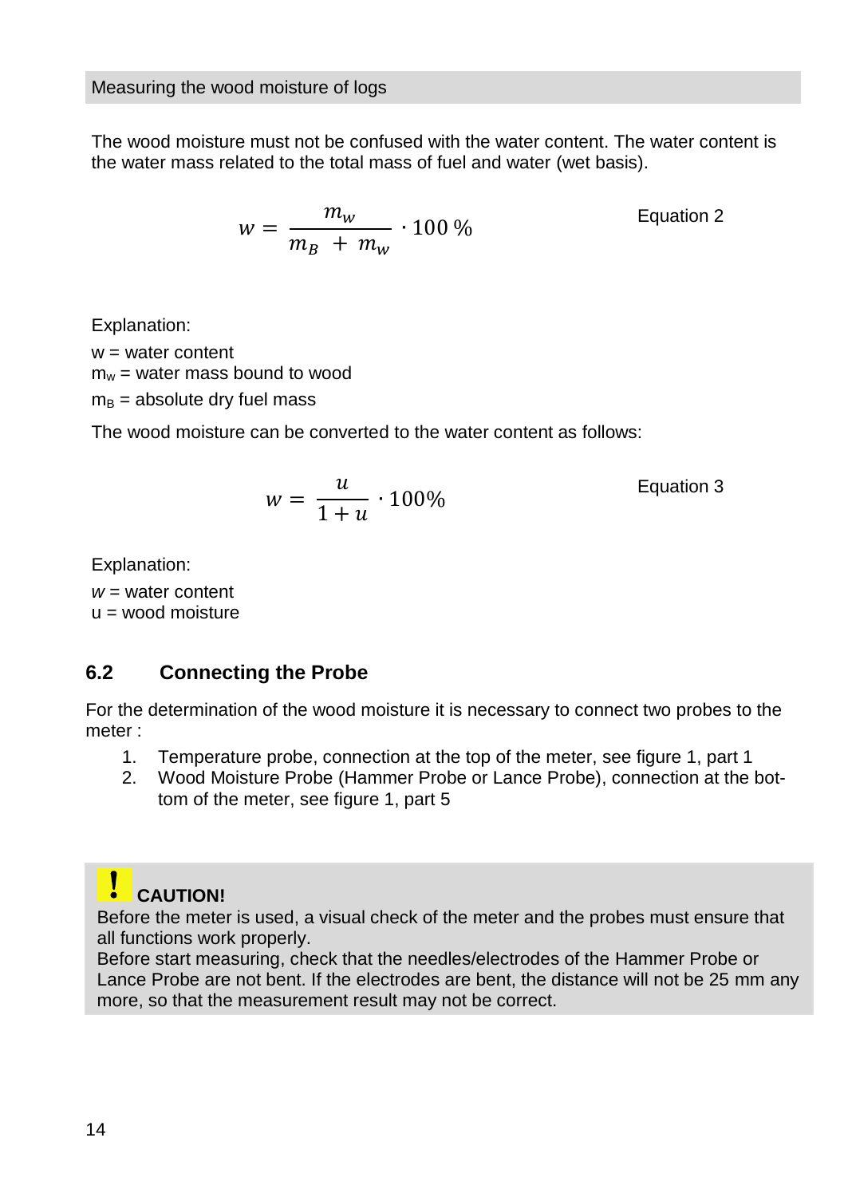Measuring the wood moisture of logs

The wood moisture must not be confused with the water content. The water content is the water mass related to the total mass of fuel and water (wet basis).

$$w = \frac{m_w}{m_B + m_w} \cdot 100\,\% \qquad \text{Equation 2}$$

Explanation:

$w$ = water content
$m_w$ = water mass bound to wood
$m_B$ = absolute dry fuel mass

The wood moisture can be converted to the water content as follows:

$$w = \frac{u}{1 + u} \cdot 100\% \qquad \text{Equation 3}$$

Explanation:

$w$ = water content
u = wood moisture

## 6.2 Connecting the Probe

For the determination of the wood moisture it is necessary to connect two probes to the meter :

1. Temperature probe, connection at the top of the meter, see figure 1, part 1
2. Wood Moisture Probe (Hammer Probe or Lance Probe), connection at the bottom of the meter, see figure 1, part 5

**CAUTION!**
Before the meter is used, a visual check of the meter and the probes must ensure that all functions work properly.
Before start measuring, check that the needles/electrodes of the Hammer Probe or Lance Probe are not bent. If the electrodes are bent, the distance will not be 25 mm any more, so that the measurement result may not be correct.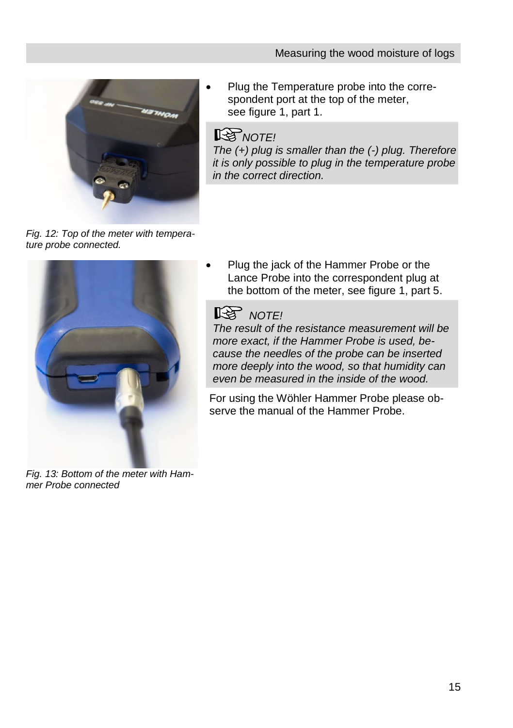- Plug the Temperature probe into the correspondent port at the top of the meter, see figure 1, part 1.

> *NOTE!*
> *The (+) plug is smaller than the (-) plug. Therefore it is only possible to plug in the temperature probe in the correct direction.*

*Fig. 12: Top of the meter with temperature probe connected.*

- Plug the jack of the Hammer Probe or the Lance Probe into the correspondent plug at the bottom of the meter, see figure 1, part 5.

> *NOTE!*
> *The result of the resistance measurement will be more exact, if the Hammer Probe is used, because the needles of the probe can be inserted more deeply into the wood, so that humidity can even be measured in the inside of the wood.*

For using the Wöhler Hammer Probe please observe the manual of the Hammer Probe.

*Fig. 13: Bottom of the meter with Hammer Probe connected*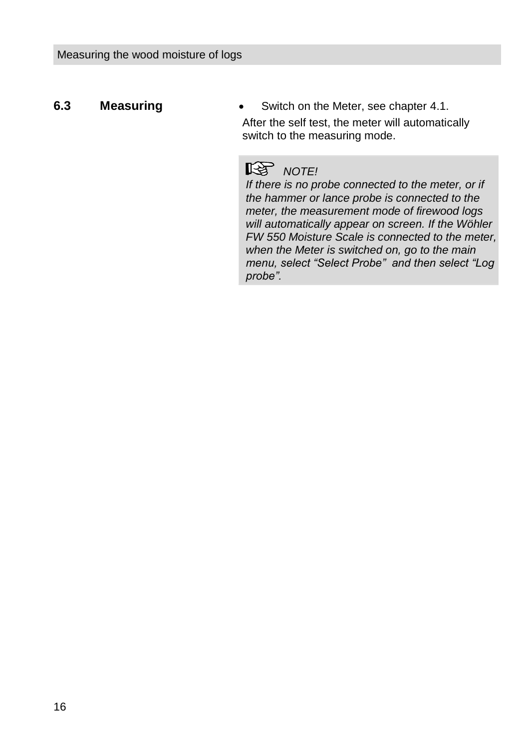## 6.3 Measuring

- Switch on the Meter, see chapter 4.1.

After the self test, the meter will automatically switch to the measuring mode.

> ☞ *NOTE!*
> *If there is no probe connected to the meter, or if the hammer or lance probe is connected to the meter, the measurement mode of firewood logs will automatically appear on screen. If the Wöhler FW 550 Moisture Scale is connected to the meter, when the Meter is switched on, go to the main menu, select “Select Probe” and then select “Log probe”.*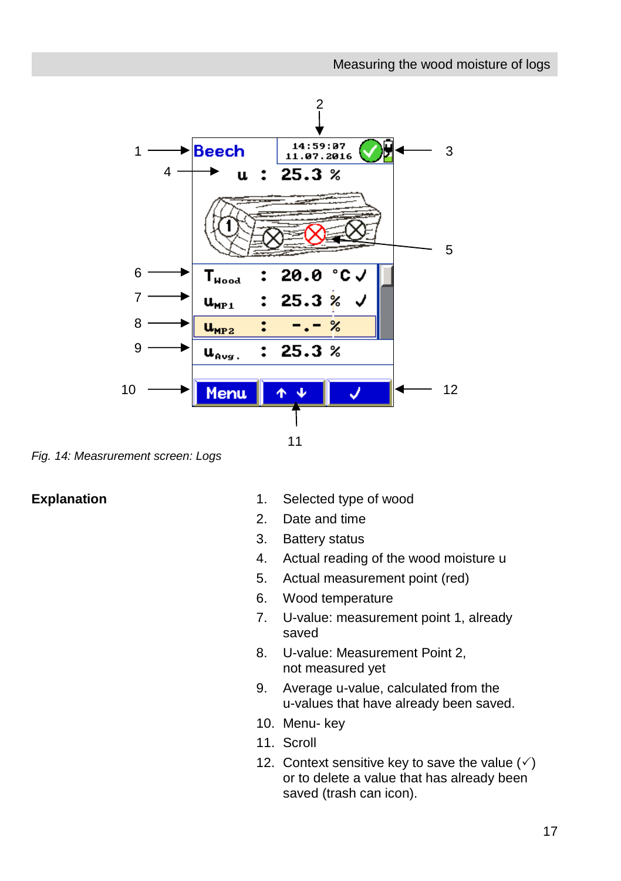*Fig. 14: Measrurement screen: Logs*

**Explanation**

1. Selected type of wood
2. Date and time
3. Battery status
4. Actual reading of the wood moisture u
5. Actual measurement point (red)
6. Wood temperature
7. U-value: measurement point 1, already saved
8. U-value: Measurement Point 2, not measured yet
9. Average u-value, calculated from the u-values that have already been saved.
10. Menu- key
11. Scroll
12. Context sensitive key to save the value (✓) or to delete a value that has already been saved (trash can icon).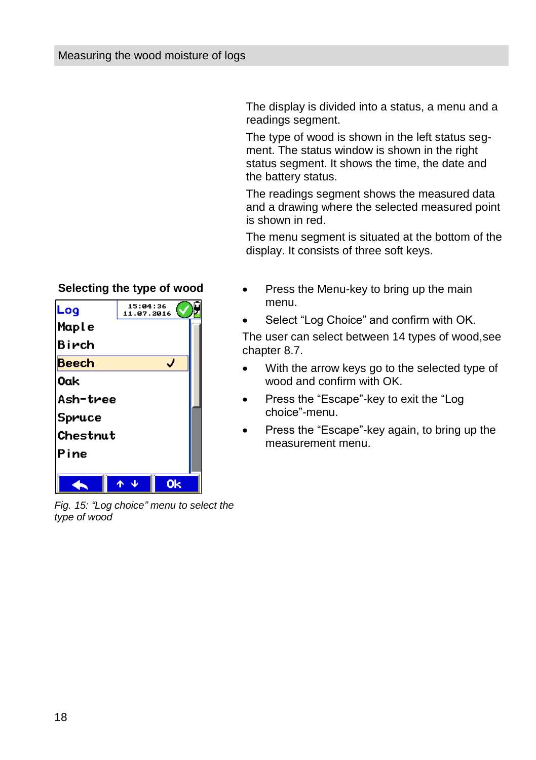The display is divided into a status, a menu and a readings segment.

The type of wood is shown in the left status segment. The status window is shown in the right status segment. It shows the time, the date and the battery status.

The readings segment shows the measured data and a drawing where the selected measured point is shown in red.

The menu segment is situated at the bottom of the display. It consists of three soft keys.

**Selecting the type of wood**

Log 15:04:36 11.07.2016
Maple
Birch
Beech ✓
Oak
Ash-tree
Spruce
Chestnut
Pine

Ok

*Fig. 15: “Log choice” menu to select the type of wood*

- Press the Menu-key to bring up the main menu.
- Select “Log Choice” and confirm with OK.

The user can select between 14 types of wood,see chapter 8.7.

- With the arrow keys go to the selected type of wood and confirm with OK.
- Press the “Escape”-key to exit the “Log choice”-menu.
- Press the “Escape”-key again, to bring up the measurement menu.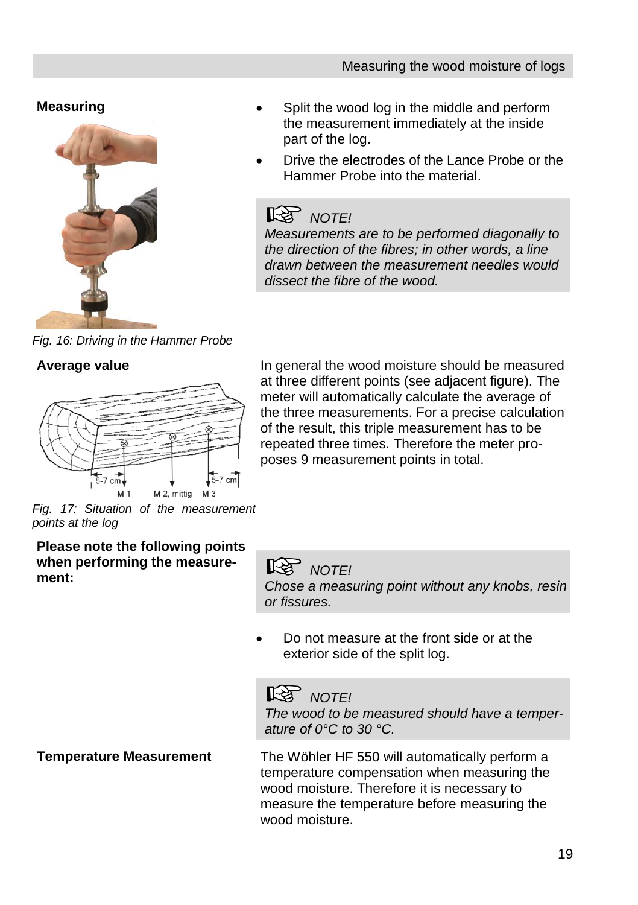**Measuring**

- Split the wood log in the middle and perform the measurement immediately at the inside part of the log.
- Drive the electrodes of the Lance Probe or the Hammer Probe into the material.

> *NOTE!*
> *Measurements are to be performed diagonally to the direction of the fibres; in other words, a line drawn between the measurement needles would dissect the fibre of the wood.*

*Fig. 16: Driving in the Hammer Probe*

**Average value**

In general the wood moisture should be measured at three different points (see adjacent figure). The meter will automatically calculate the average of the three measurements. For a precise calculation of the result, this triple measurement has to be repeated three times. Therefore the meter proposes 9 measurement points in total.

*Fig. 17: Situation of the measurement points at the log*

**Please note the following points when performing the measurement:**

> *NOTE!*
> *Chose a measuring point without any knobs, resin or fissures.*

- Do not measure at the front side or at the exterior side of the split log.

> *NOTE!*
> *The wood to be measured should have a temperature of 0°C to 30 °C.*

**Temperature Measurement**

The Wöhler HF 550 will automatically perform a temperature compensation when measuring the wood moisture. Therefore it is necessary to measure the temperature before measuring the wood moisture.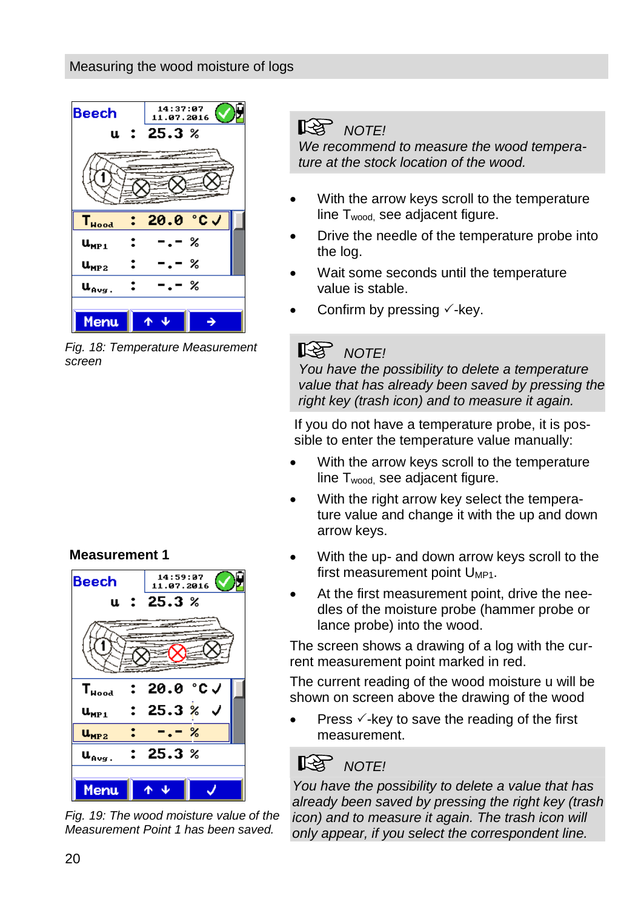## Measuring the wood moisture of logs

Fig. 18: Temperature Measurement screen

> NOTE!
> *We recommend to measure the wood temperature at the stock location of the wood.*

- With the arrow keys scroll to the temperature line $T_{wood}$, see adjacent figure.
- Drive the needle of the temperature probe into the log.
- Wait some seconds until the temperature value is stable.
- Confirm by pressing ✓-key.

> NOTE!
> *You have the possibility to delete a temperature value that has already been saved by pressing the right key (trash icon) and to measure it again.*

If you do not have a temperature probe, it is possible to enter the temperature value manually:

- With the arrow keys scroll to the temperature line $T_{wood}$, see adjacent figure.
- With the right arrow key select the temperature value and change it with the up and down arrow keys.

**Measurement 1**

- With the up- and down arrow keys scroll to the first measurement point $U_{MP1}$.
- At the first measurement point, drive the needles of the moisture probe (hammer probe or lance probe) into the wood.

The screen shows a drawing of a log with the current measurement point marked in red.

The current reading of the wood moisture u will be shown on screen above the drawing of the wood

- Press ✓-key to save the reading of the first measurement.

Fig. 19: The wood moisture value of the Measurement Point 1 has been saved.

> NOTE!
> *You have the possibility to delete a value that has already been saved by pressing the right key (trash icon) and to measure it again. The trash icon will only appear, if you select the correspondent line.*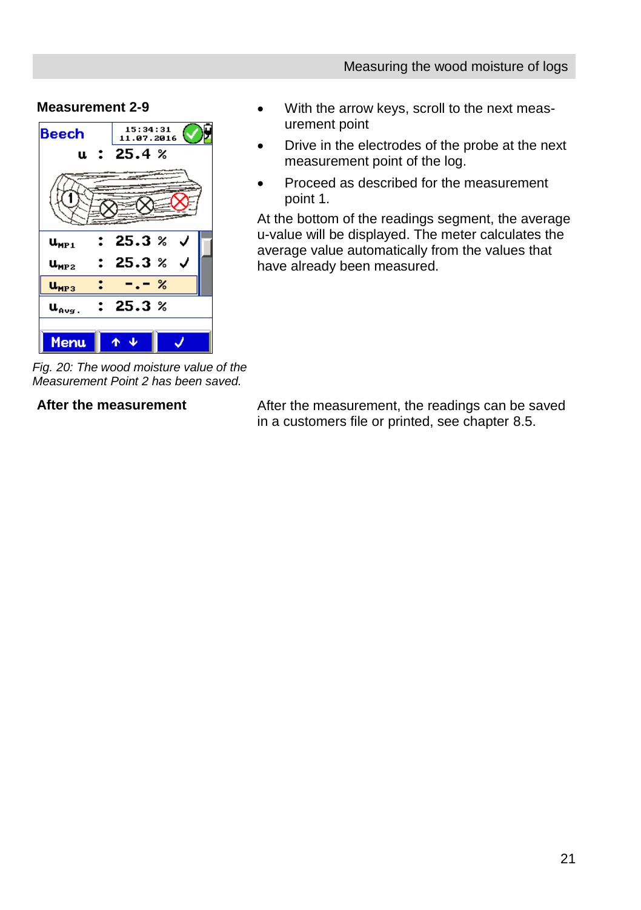**Measurement 2-9**

*Fig. 20: The wood moisture value of the Measurement Point 2 has been saved.*

- With the arrow keys, scroll to the next measurement point
- Drive in the electrodes of the probe at the next measurement point of the log.
- Proceed as described for the measurement point 1.

At the bottom of the readings segment, the average u-value will be displayed. The meter calculates the average value automatically from the values that have already been measured.

**After the measurement**

After the measurement, the readings can be saved in a customers file or printed, see chapter 8.5.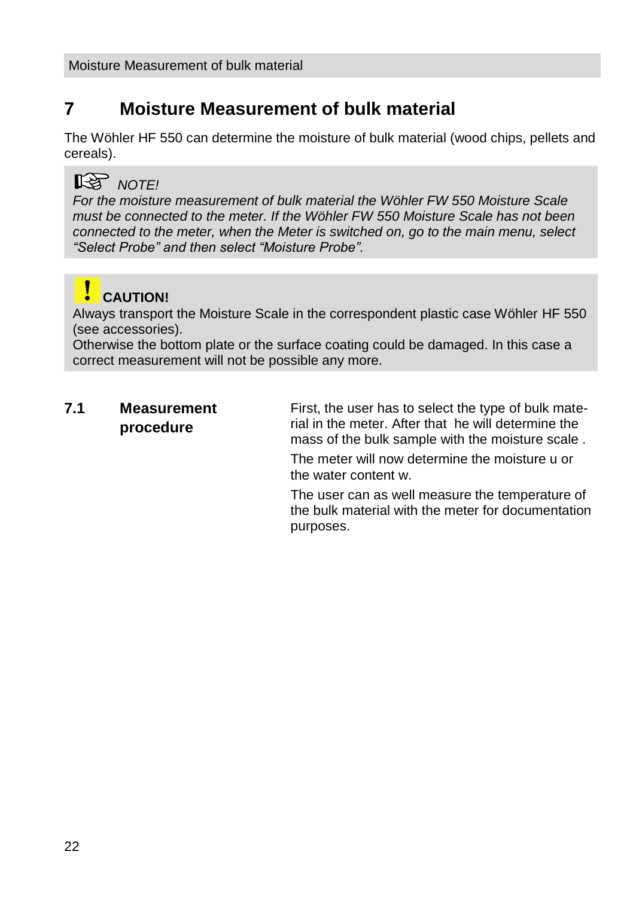# 7 Moisture Measurement of bulk material

The Wöhler HF 550 can determine the moisture of bulk material (wood chips, pellets and cereals).

> *NOTE!*
> *For the moisture measurement of bulk material the Wöhler FW 550 Moisture Scale must be connected to the meter. If the Wöhler FW 550 Moisture Scale has not been connected to the meter, when the Meter is switched on, go to the main menu, select "Select Probe" and then select "Moisture Probe".*

> **CAUTION!**
> Always transport the Moisture Scale in the correspondent plastic case Wöhler HF 550 (see accessories).
> Otherwise the bottom plate or the surface coating could be damaged. In this case a correct measurement will not be possible any more.

## 7.1 Measurement procedure

First, the user has to select the type of bulk material in the meter. After that he will determine the mass of the bulk sample with the moisture scale .

The meter will now determine the moisture u or the water content w.

The user can as well measure the temperature of the bulk material with the meter for documentation purposes.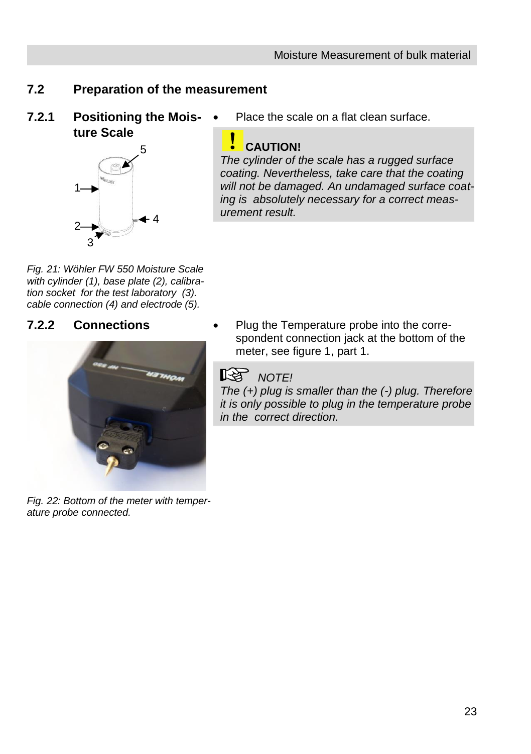## 7.2 Preparation of the measurement

### 7.2.1 Positioning the Moisture Scale

Fig. 21: Wöhler FW 550 Moisture Scale with cylinder (1), base plate (2), calibration socket for the test laboratory (3). cable connection (4) and electrode (5).

- Place the scale on a flat clean surface.

> **CAUTION!**
> *The cylinder of the scale has a rugged surface coating. Nevertheless, take care that the coating will not be damaged. An undamaged surface coating is absolutely necessary for a correct measurement result.*

### 7.2.2 Connections

Fig. 22: Bottom of the meter with temperature probe connected.

- Plug the Temperature probe into the correspondent connection jack at the bottom of the meter, see figure 1, part 1.

> *NOTE!*
> *The (+) plug is smaller than the (-) plug. Therefore it is only possible to plug in the temperature probe in the correct direction.*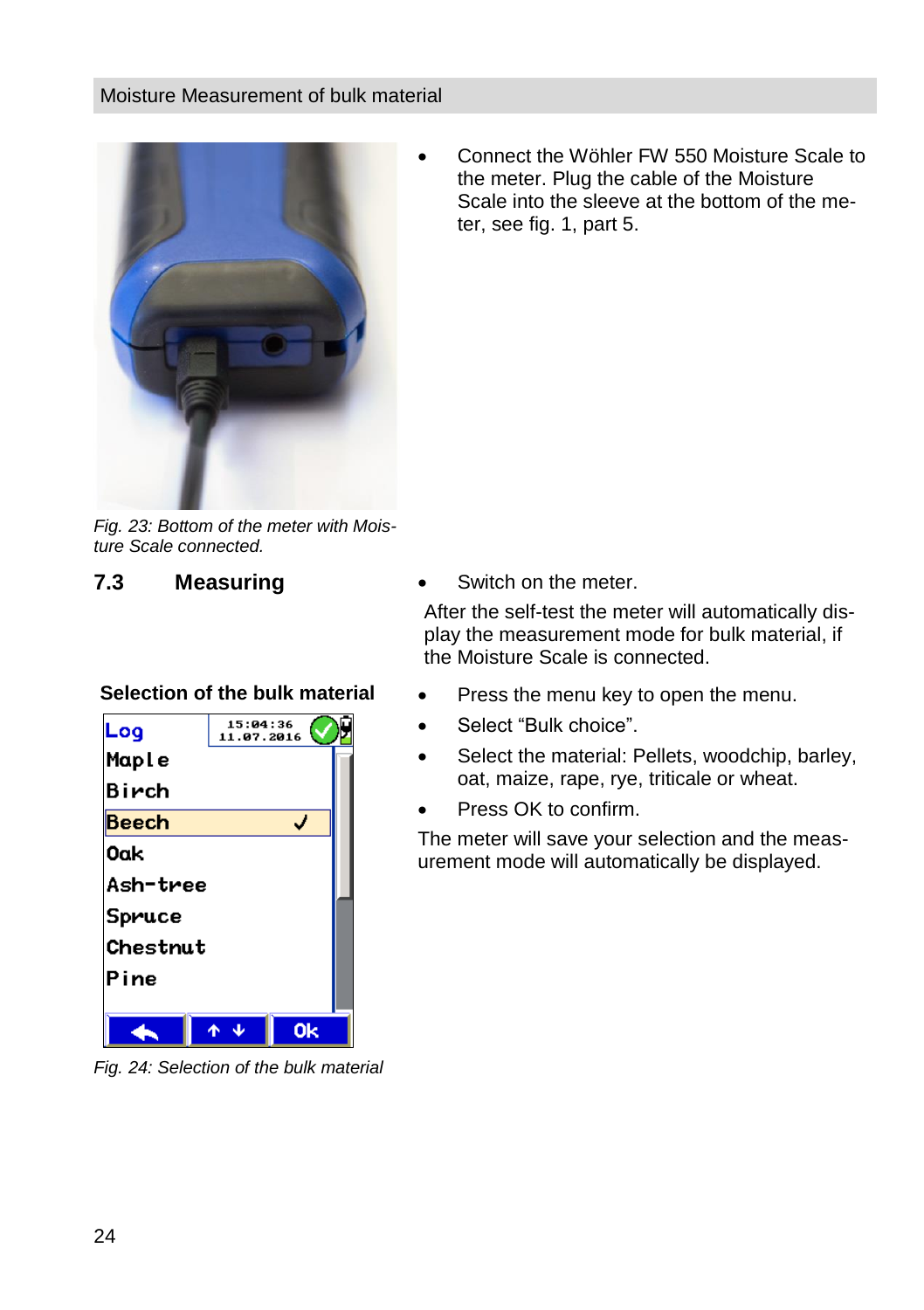Fig. 23: Bottom of the meter with Moisture Scale connected.

- Connect the Wöhler FW 550 Moisture Scale to the meter. Plug the cable of the Moisture Scale into the sleeve at the bottom of the meter, see fig. 1, part 5.

## 7.3 Measuring

- Switch on the meter.

After the self-test the meter will automatically display the measurement mode for bulk material, if the Moisture Scale is connected.

**Selection of the bulk material**

Fig. 24: Selection of the bulk material

- Press the menu key to open the menu.
- Select “Bulk choice”.
- Select the material: Pellets, woodchip, barley, oat, maize, rape, rye, triticale or wheat.
- Press OK to confirm.

The meter will save your selection and the measurement mode will automatically be displayed.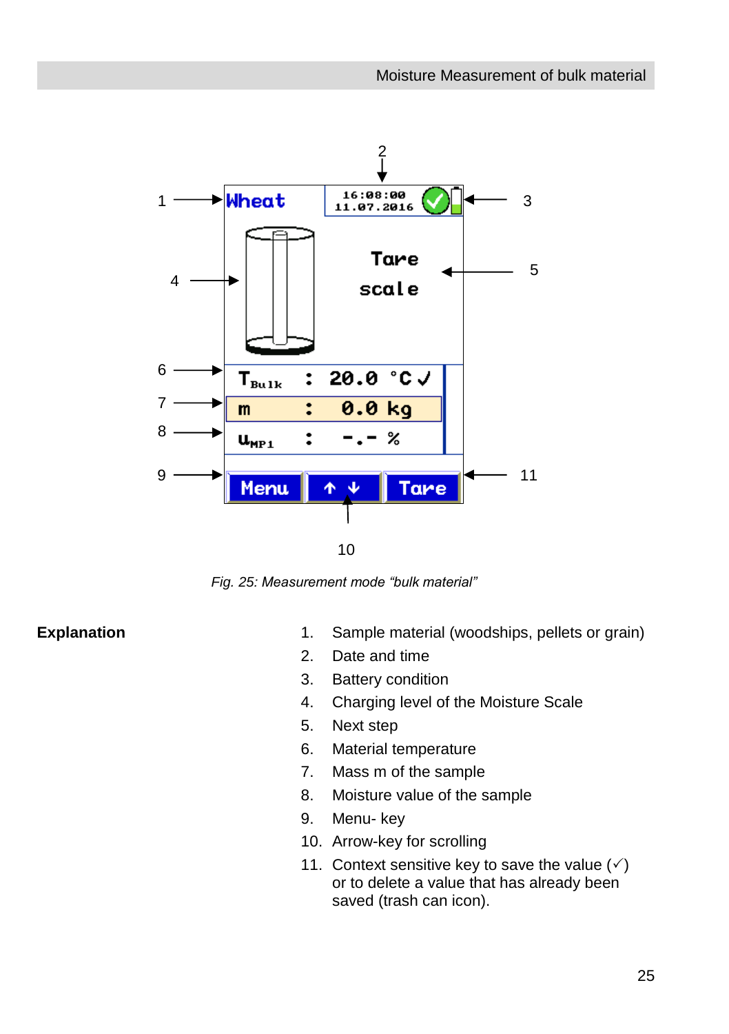Fig. 25: Measurement mode "bulk material"

**Explanation**

1. Sample material (woodships, pellets or grain)
2. Date and time
3. Battery condition
4. Charging level of the Moisture Scale
5. Next step
6. Material temperature
7. Mass m of the sample
8. Moisture value of the sample
9. Menu- key
10. Arrow-key for scrolling
11. Context sensitive key to save the value (✓) or to delete a value that has already been saved (trash can icon).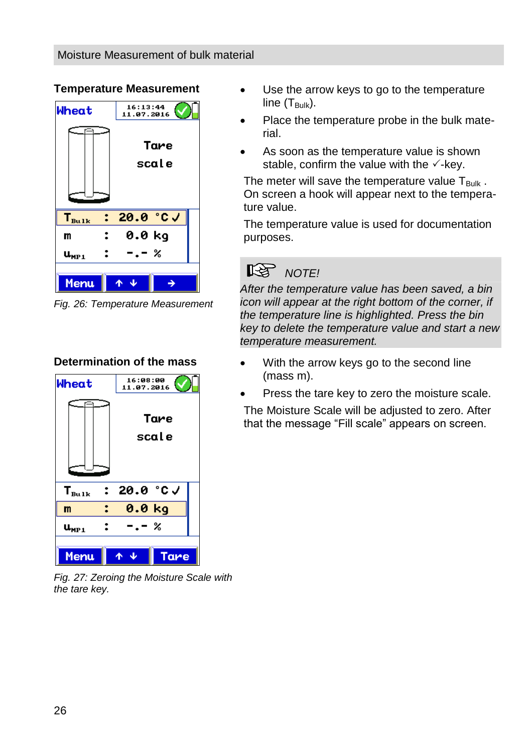## Temperature Measurement

Fig. 26: Temperature Measurement

- Use the arrow keys to go to the temperature line ($T_{Bulk}$).
- Place the temperature probe in the bulk material.
- As soon as the temperature value is shown stable, confirm the value with the ✓-key.

The meter will save the temperature value $T_{Bulk}$. On screen a hook will appear next to the temperature value.

The temperature value is used for documentation purposes.

> *NOTE!*
> *After the temperature value has been saved, a bin icon will appear at the right bottom of the corner, if the temperature line is highlighted. Press the bin key to delete the temperature value and start a new temperature measurement.*

## Determination of the mass

Fig. 27: Zeroing the Moisture Scale with the tare key.

- With the arrow keys go to the second line (mass m).
- Press the tare key to zero the moisture scale.

The Moisture Scale will be adjusted to zero. After that the message “Fill scale” appears on screen.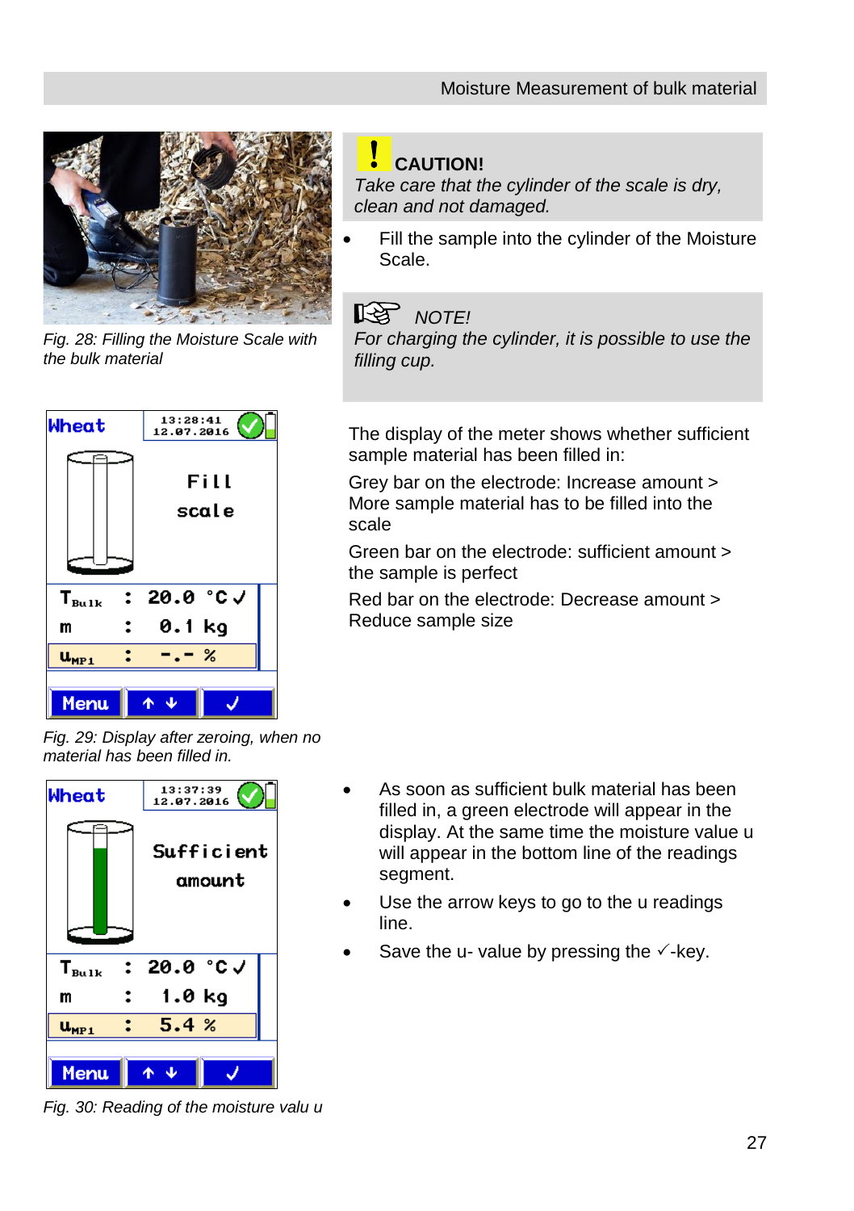Fig. 28: Filling the Moisture Scale with the bulk material

**CAUTION!**
*Take care that the cylinder of the scale is dry, clean and not damaged.*

- Fill the sample into the cylinder of the Moisture Scale.

*NOTE!*
*For charging the cylinder, it is possible to use the filling cup.*

Fig. 29: Display after zeroing, when no material has been filled in.

The display of the meter shows whether sufficient sample material has been filled in:

Grey bar on the electrode: Increase amount > More sample material has to be filled into the scale

Green bar on the electrode: sufficient amount > the sample is perfect

Red bar on the electrode: Decrease amount > Reduce sample size

Fig. 30: Reading of the moisture valu u

- As soon as sufficient bulk material has been filled in, a green electrode will appear in the display. At the same time the moisture value u will appear in the bottom line of the readings segment.
- Use the arrow keys to go to the u readings line.
- Save the u- value by pressing the ✓-key.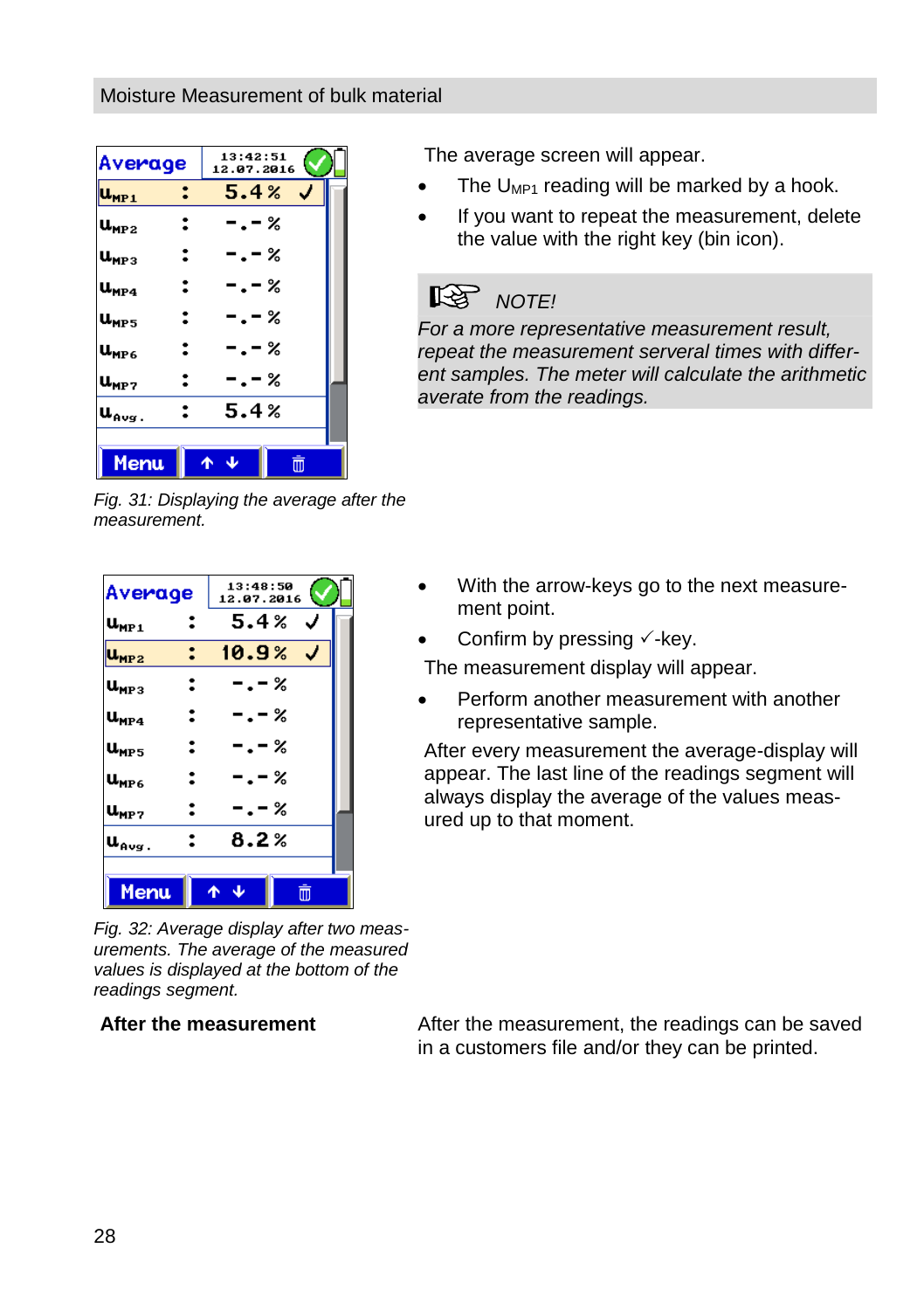The average screen will appear.

- The $U_{MP1}$ reading will be marked by a hook.
- If you want to repeat the measurement, delete the value with the right key (bin icon).

> NOTE!
>
> *For a more representative measurement result, repeat the measurement serveral times with different samples. The meter will calculate the arithmetic averate from the readings.*

*Fig. 31: Displaying the average after the measurement.*

- With the arrow-keys go to the next measurement point.
- Confirm by pressing ✓-key.

The measurement display will appear.

- Perform another measurement with another representative sample.

After every measurement the average-display will appear. The last line of the readings segment will always display the average of the values measured up to that moment.

*Fig. 32: Average display after two measurements. The average of the measured values is displayed at the bottom of the readings segment.*

**After the measurement**

After the measurement, the readings can be saved in a customers file and/or they can be printed.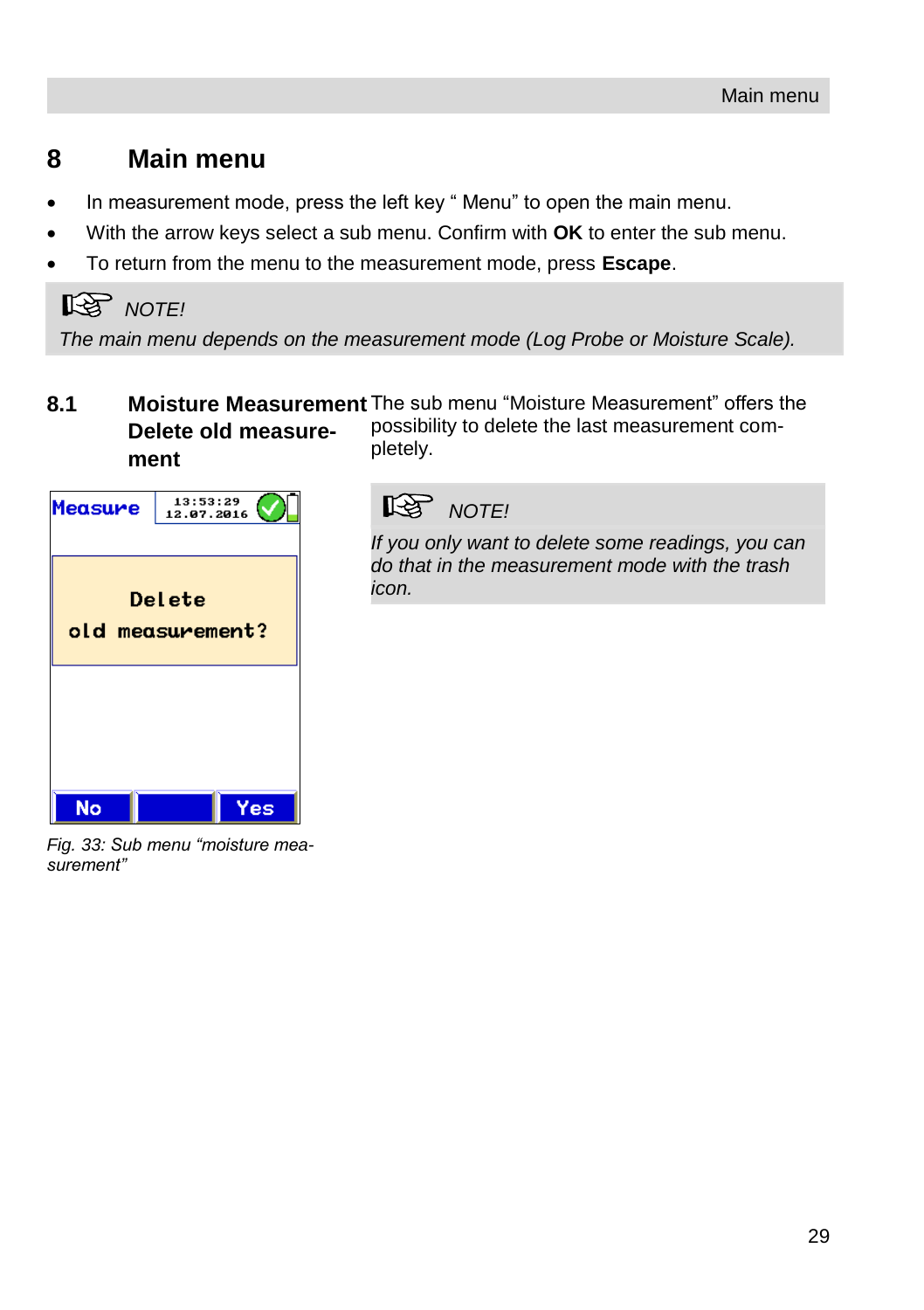# 8 Main menu

- In measurement mode, press the left key " Menu" to open the main menu.
- With the arrow keys select a sub menu. Confirm with **OK** to enter the sub menu.
- To return from the menu to the measurement mode, press **Escape**.

> *NOTE!*
>
> *The main menu depends on the measurement mode (Log Probe or Moisture Scale).*

## 8.1 Moisture Measurement Delete old measurement

The sub menu "Moisture Measurement" offers the possibility to delete the last measurement completely.

Measure 13:53:29 12.07.2016

Delete old measurement?

No Yes

*Fig. 33: Sub menu "moisture measurement"*

> *NOTE!*
>
> *If you only want to delete some readings, you can do that in the measurement mode with the trash icon.*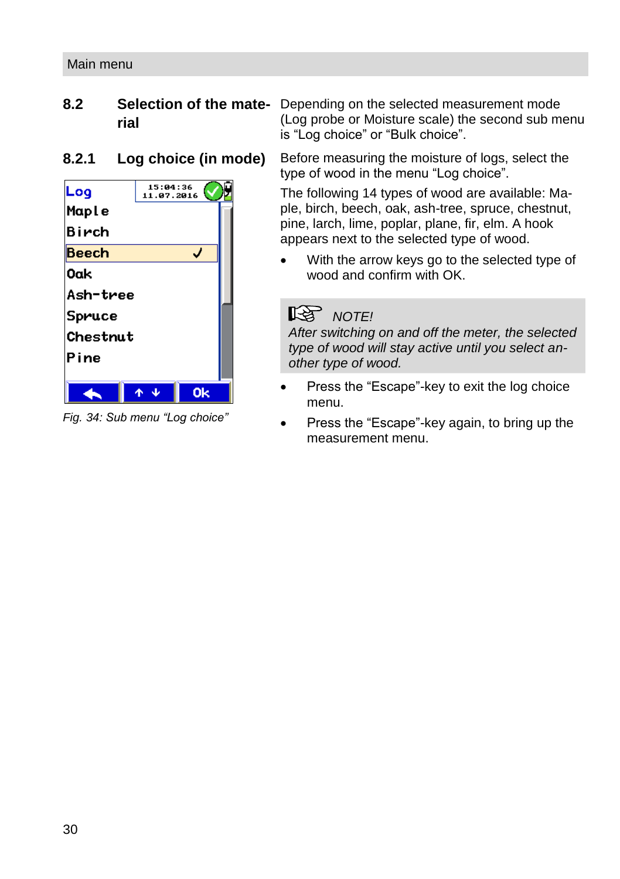## 8.2 Selection of the material

Depending on the selected measurement mode (Log probe or Moisture scale) the second sub menu is “Log choice” or “Bulk choice”.

### 8.2.1 Log choice (in mode)

Before measuring the moisture of logs, select the type of wood in the menu “Log choice”.

The following 14 types of wood are available: Maple, birch, beech, oak, ash-tree, spruce, chestnut, pine, larch, lime, poplar, plane, fir, elm. A hook appears next to the selected type of wood.

- With the arrow keys go to the selected type of wood and confirm with OK.

*Fig. 34: Sub menu “Log choice”*

> *NOTE!*
> *After switching on and off the meter, the selected type of wood will stay active until you select another type of wood.*

- Press the “Escape”-key to exit the log choice menu.
- Press the “Escape”-key again, to bring up the measurement menu.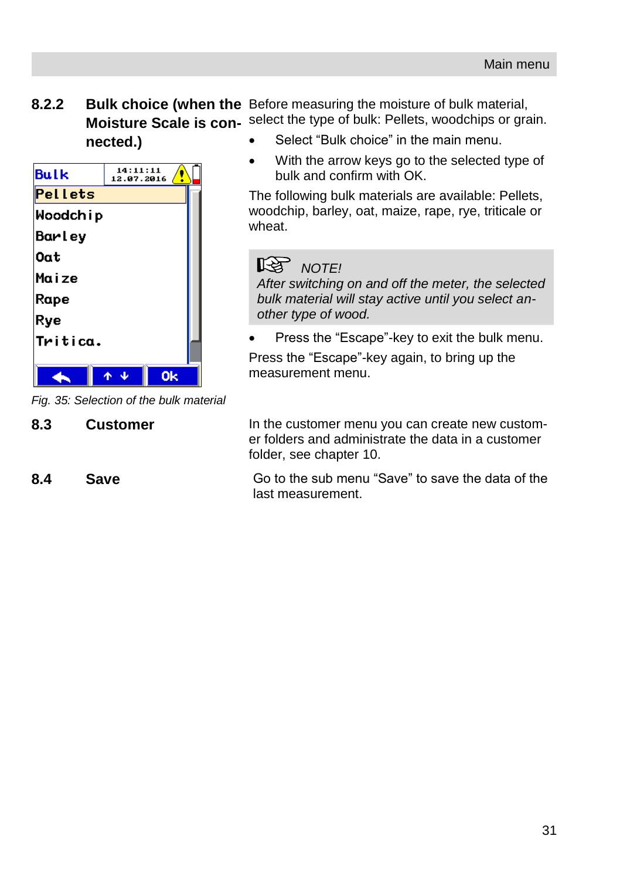### 8.2.2 Bulk choice (when the Moisture Scale is connected.)

Before measuring the moisture of bulk material, select the type of bulk: Pellets, woodchips or grain.

- Select “Bulk choice” in the main menu.
- With the arrow keys go to the selected type of bulk and confirm with OK.

The following bulk materials are available: Pellets, woodchip, barley, oat, maize, rape, rye, triticale or wheat.

> **NOTE!**
> *After switching on and off the meter, the selected bulk material will stay active until you select another type of wood.*

- Press the “Escape”-key to exit the bulk menu.

Press the “Escape”-key again, to bring up the measurement menu.

*Fig. 35: Selection of the bulk material*

## 8.3 Customer

In the customer menu you can create new customer folders and administrate the data in a customer folder, see chapter 10.

## 8.4 Save

Go to the sub menu “Save” to save the data of the last measurement.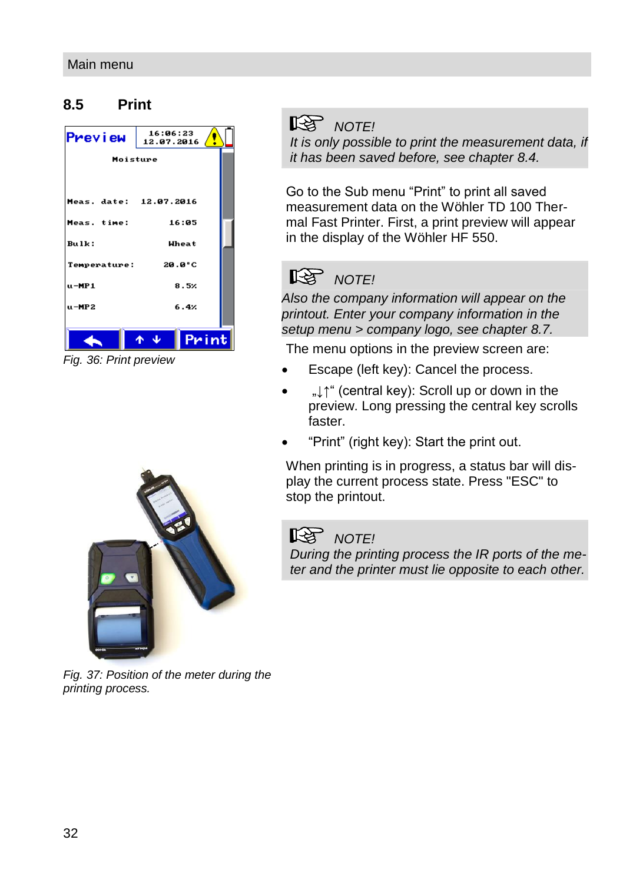## 8.5 Print

Fig. 36: Print preview

Fig. 37: Position of the meter during the printing process.

> **NOTE!**
> *It is only possible to print the measurement data, if it has been saved before, see chapter 8.4.*

Go to the Sub menu "Print" to print all saved measurement data on the Wöhler TD 100 Thermal Fast Printer. First, a print preview will appear in the display of the Wöhler HF 550.

> **NOTE!**
> *Also the company information will appear on the printout. Enter your company information in the setup menu > company logo, see chapter 8.7.*

The menu options in the preview screen are:

- Escape (left key): Cancel the process.
- „↓↑" (central key): Scroll up or down in the preview. Long pressing the central key scrolls faster.
- "Print" (right key): Start the print out.

When printing is in progress, a status bar will display the current process state. Press "ESC" to stop the printout.

> **NOTE!**
> *During the printing process the IR ports of the meter and the printer must lie opposite to each other.*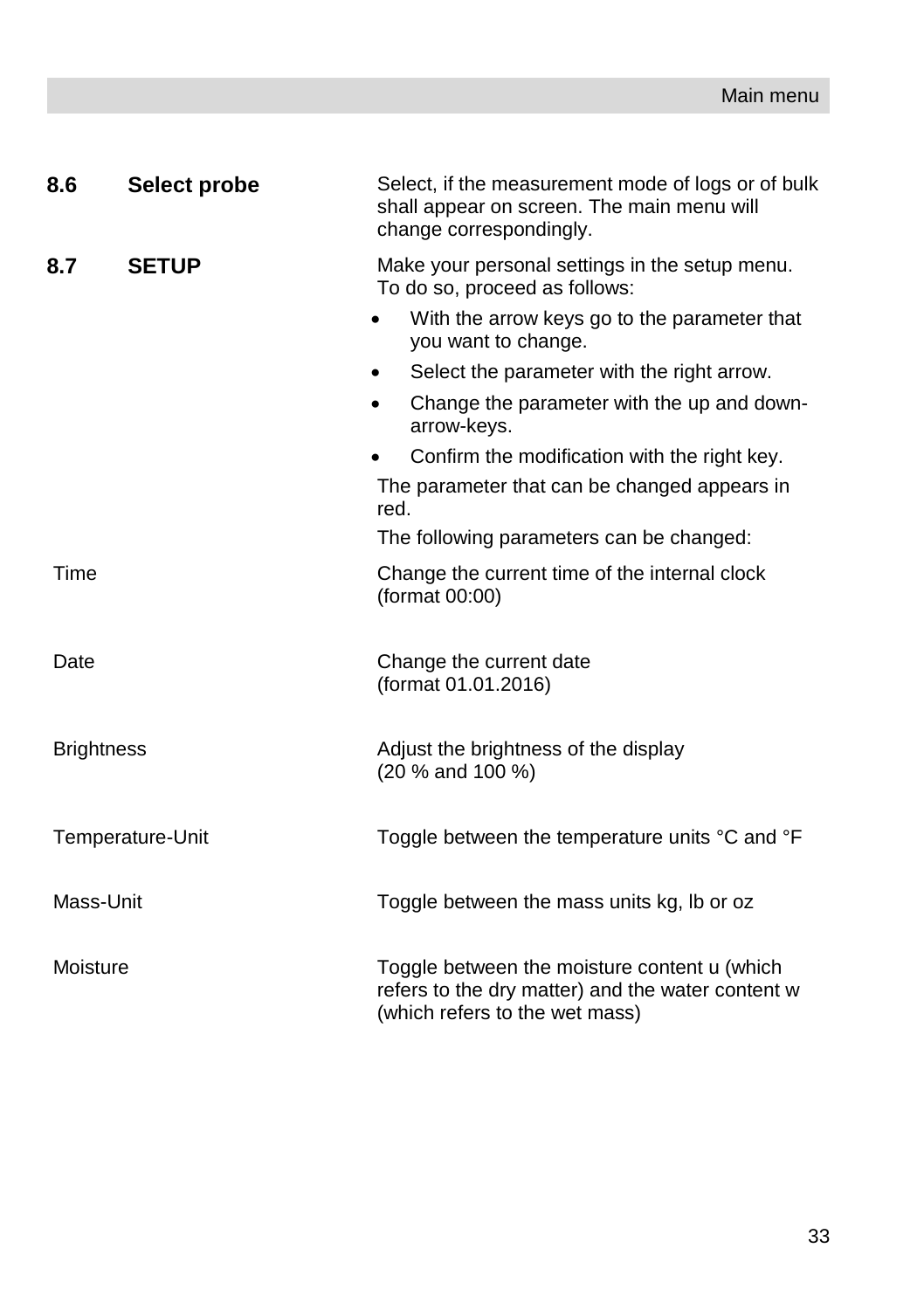## 8.6 Select probe

Select, if the measurement mode of logs or of bulk shall appear on screen. The main menu will change correspondingly.

## 8.7 SETUP

Make your personal settings in the setup menu. To do so, proceed as follows:

- With the arrow keys go to the parameter that you want to change.
- Select the parameter with the right arrow.
- Change the parameter with the up and down-arrow-keys.
- Confirm the modification with the right key.

The parameter that can be changed appears in red.

The following parameters can be changed:

| | |
|---|---|
| Time | Change the current time of the internal clock (format 00:00) |
| Date | Change the current date (format 01.01.2016) |
| Brightness | Adjust the brightness of the display (20 % and 100 %) |
| Temperature-Unit | Toggle between the temperature units °C and °F |
| Mass-Unit | Toggle between the mass units kg, lb or oz |
| Moisture | Toggle between the moisture content u (which refers to the dry matter) and the water content w (which refers to the wet mass) |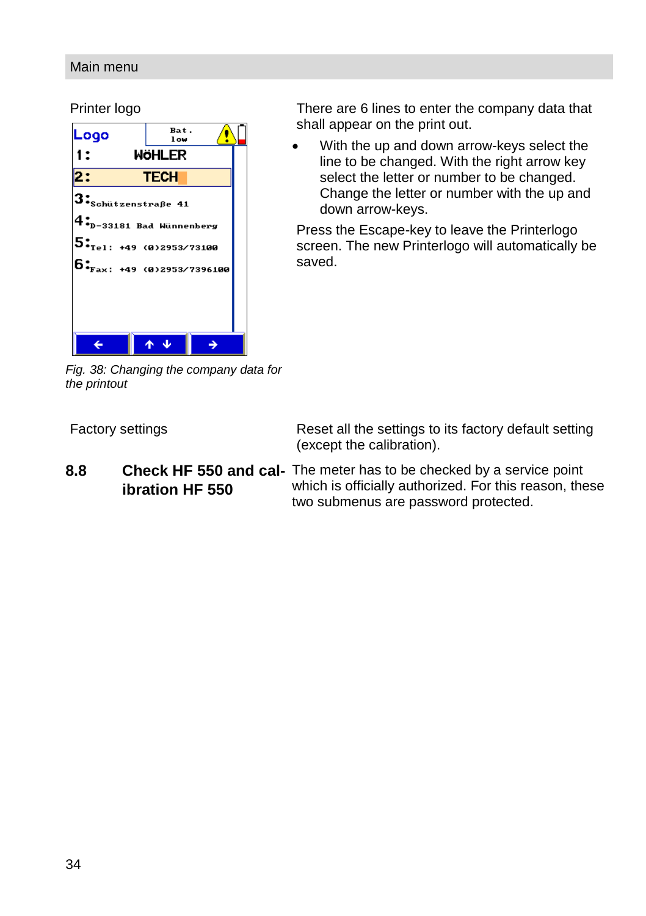Main menu

Printer logo

There are 6 lines to enter the company data that shall appear on the print out.

- With the up and down arrow-keys select the line to be changed. With the right arrow key select the letter or number to be changed. Change the letter or number with the up and down arrow-keys.

Press the Escape-key to leave the Printerlogo screen. The new Printerlogo will automatically be saved.

*Fig. 38: Changing the company data for the printout*

Factory settings

Reset all the settings to its factory default setting (except the calibration).

## 8.8 Check HF 550 and calibration HF 550

The meter has to be checked by a service point which is officially authorized. For this reason, these two submenus are password protected.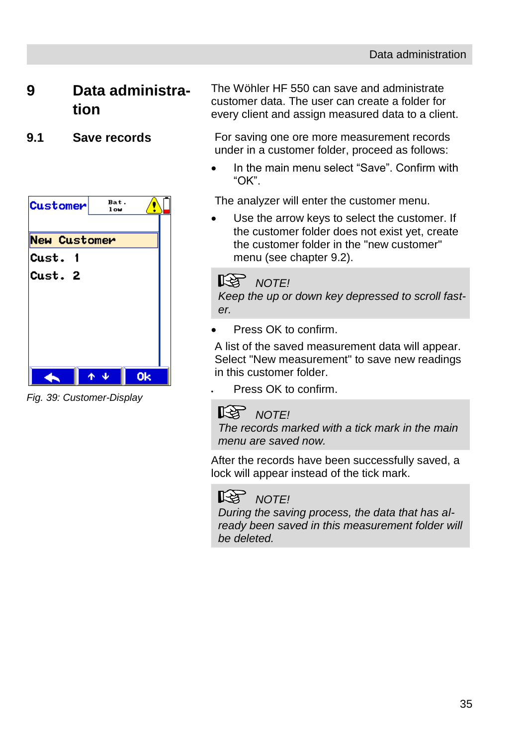# 9 Data administration

The Wöhler HF 550 can save and administrate customer data. The user can create a folder for every client and assign measured data to a client.

## 9.1 Save records

For saving one ore more measurement records under in a customer folder, proceed as follows:

- In the main menu select “Save”. Confirm with “OK”.

The analyzer will enter the customer menu.

- Use the arrow keys to select the customer. If the customer folder does not exist yet, create the customer folder in the "new customer" menu (see chapter 9.2).

> NOTE!
> *Keep the up or down key depressed to scroll faster.*

- Press OK to confirm.

A list of the saved measurement data will appear. Select "New measurement" to save new readings in this customer folder.

- Press OK to confirm.

*Fig. 39: Customer-Display*

> NOTE!
> *The records marked with a tick mark in the main menu are saved now.*

After the records have been successfully saved, a lock will appear instead of the tick mark.

> NOTE!
> *During the saving process, the data that has already been saved in this measurement folder will be deleted.*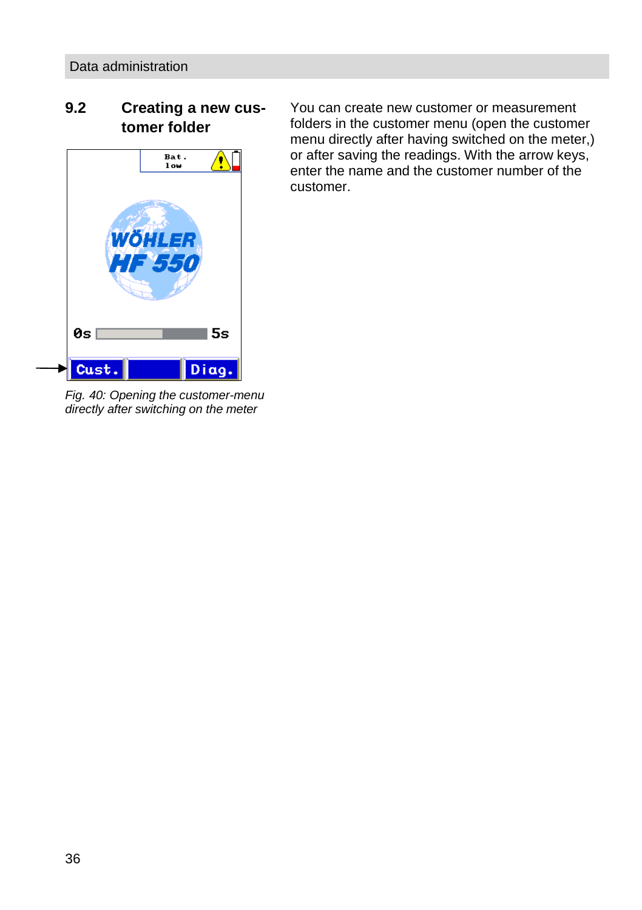## 9.2 Creating a new customer folder

You can create new customer or measurement folders in the customer menu (open the customer menu directly after having switched on the meter,) or after saving the readings. With the arrow keys, enter the name and the customer number of the customer.

*Fig. 40: Opening the customer-menu directly after switching on the meter*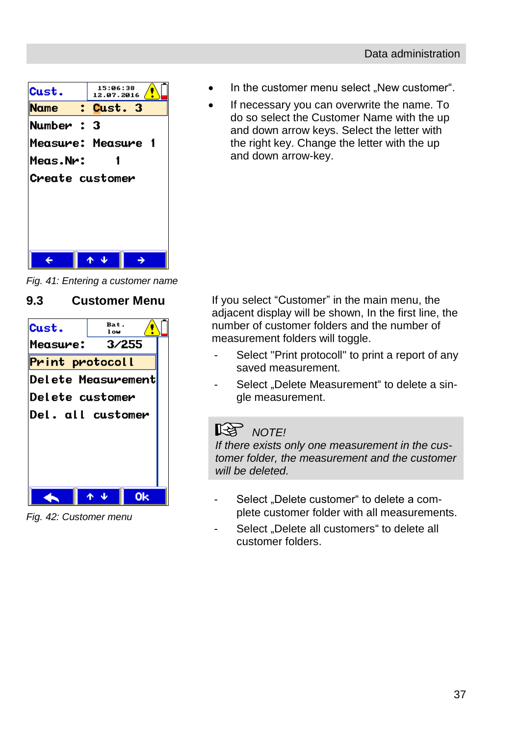- In the customer menu select „New customer“.
- If necessary you can overwrite the name. To do so select the Customer Name with the up and down arrow keys. Select the letter with the right key. Change the letter with the up and down arrow-key.

*Fig. 41: Entering a customer name*

## 9.3 Customer Menu

If you select “Customer” in the main menu, the adjacent display will be shown, In the first line, the number of customer folders and the number of measurement folders will toggle.

- Select "Print protocoll" to print a report of any saved measurement.
- Select „Delete Measurement“ to delete a single measurement.

> *NOTE!*
> *If there exists only one measurement in the customer folder, the measurement and the customer will be deleted.*

- Select „Delete customer“ to delete a complete customer folder with all measurements.
- Select „Delete all customers“ to delete all customer folders.

*Fig. 42: Customer menu*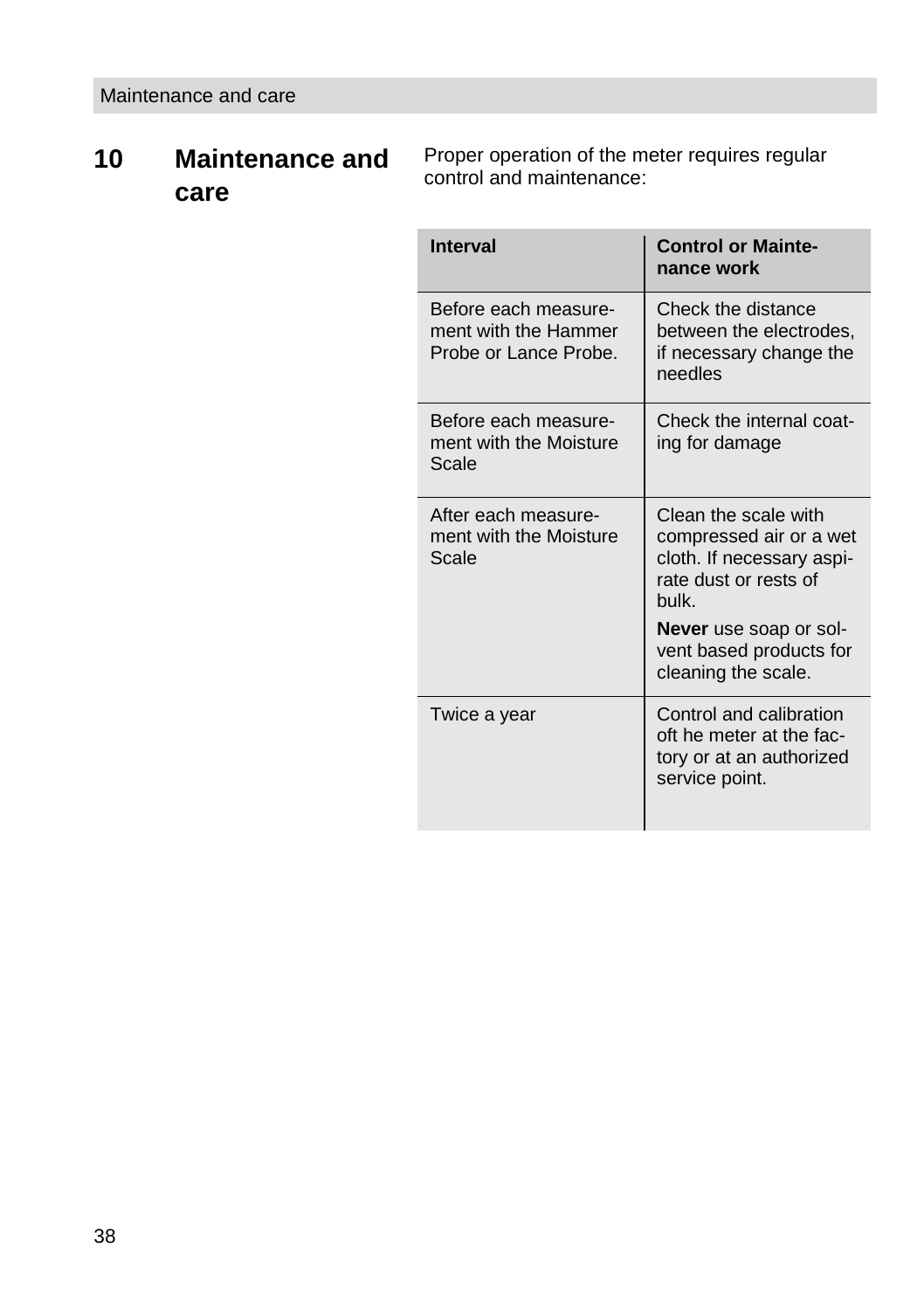# 10 Maintenance and care

Proper operation of the meter requires regular control and maintenance:

| Interval | Control or Maintenance work |
|---|---|
| Before each measurement with the Hammer Probe or Lance Probe. | Check the distance between the electrodes, if necessary change the needles |
| Before each measurement with the Moisture Scale | Check the internal coating for damage |
| After each measurement with the Moisture Scale | Clean the scale with compressed air or a wet cloth. If necessary aspirate dust or rests of bulk. **Never** use soap or solvent based products for cleaning the scale. |
| Twice a year | Control and calibration oft he meter at the factory or at an authorized service point. |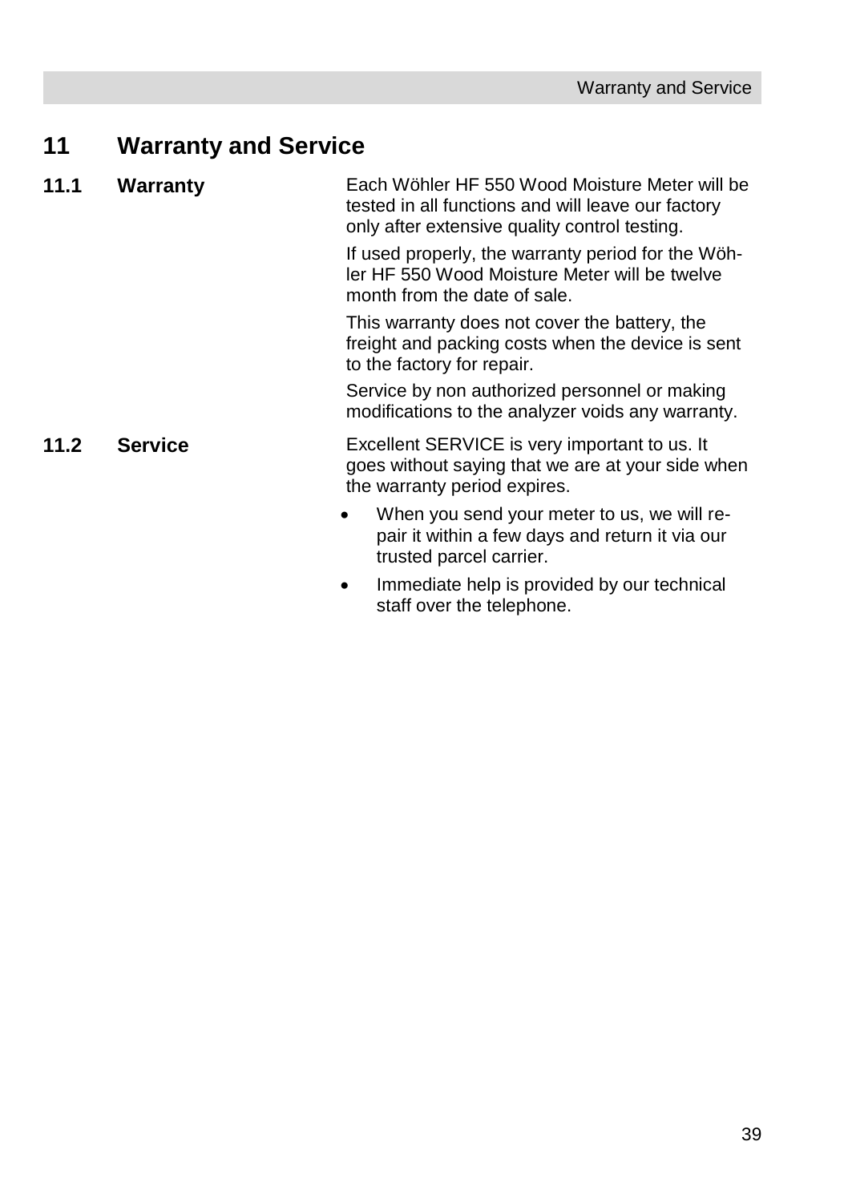# 11 Warranty and Service

## 11.1 Warranty

Each Wöhler HF 550 Wood Moisture Meter will be tested in all functions and will leave our factory only after extensive quality control testing.

If used properly, the warranty period for the Wöhler HF 550 Wood Moisture Meter will be twelve month from the date of sale.

This warranty does not cover the battery, the freight and packing costs when the device is sent to the factory for repair.

Service by non authorized personnel or making modifications to the analyzer voids any warranty.

## 11.2 Service

Excellent SERVICE is very important to us. It goes without saying that we are at your side when the warranty period expires.

- When you send your meter to us, we will repair it within a few days and return it via our trusted parcel carrier.
- Immediate help is provided by our technical staff over the telephone.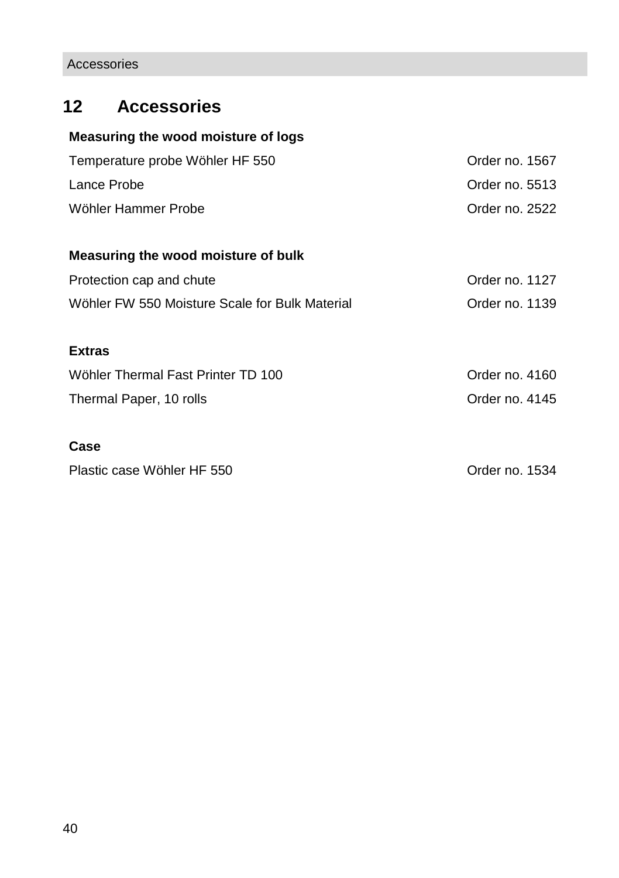# 12 Accessories

**Measuring the wood moisture of logs**

| | |
|---|---|
| Temperature probe Wöhler HF 550 | Order no. 1567 |
| Lance Probe | Order no. 5513 |
| Wöhler Hammer Probe | Order no. 2522 |

**Measuring the wood moisture of bulk**

| | |
|---|---|
| Protection cap and chute | Order no. 1127 |
| Wöhler FW 550 Moisture Scale for Bulk Material | Order no. 1139 |

**Extras**

| | |
|---|---|
| Wöhler Thermal Fast Printer TD 100 | Order no. 4160 |
| Thermal Paper, 10 rolls | Order no. 4145 |

**Case**

| | |
|---|---|
| Plastic case Wöhler HF 550 | Order no. 1534 |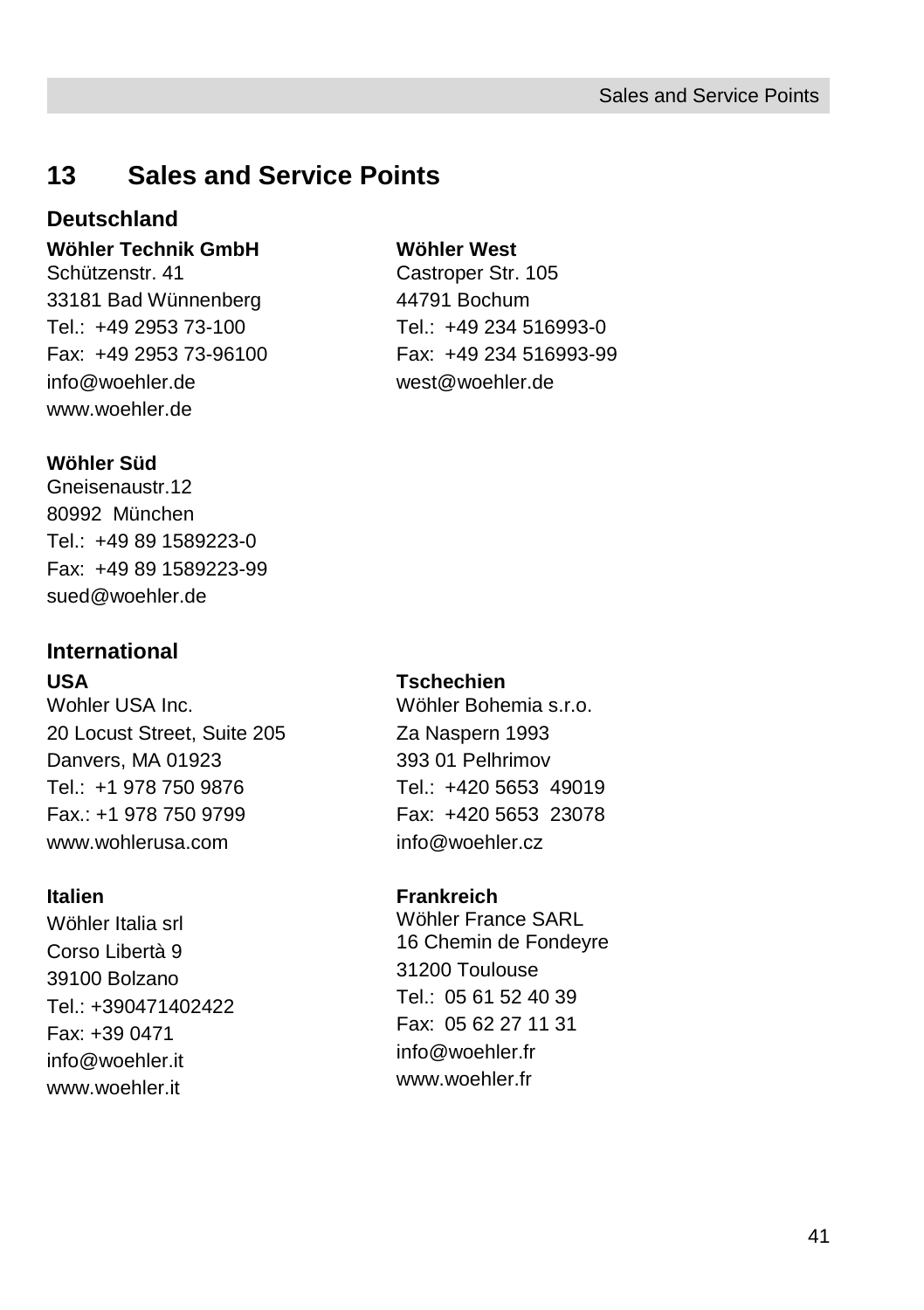# 13 Sales and Service Points

## Deutschland

**Wöhler Technik GmbH**
Schützenstr. 41
33181 Bad Wünnenberg
Tel.: +49 2953 73-100
Fax: +49 2953 73-96100
info@woehler.de
www.woehler.de

**Wöhler West**
Castroper Str. 105
44791 Bochum
Tel.: +49 234 516993-0
Fax: +49 234 516993-99
west@woehler.de

**Wöhler Süd**
Gneisenaustr.12
80992 München
Tel.: +49 89 1589223-0
Fax: +49 89 1589223-99
sued@woehler.de

## International

**USA**
Wohler USA Inc.
20 Locust Street, Suite 205
Danvers, MA 01923
Tel.: +1 978 750 9876
Fax.: +1 978 750 9799
www.wohlerusa.com

**Tschechien**
Wöhler Bohemia s.r.o.
Za Naspern 1993
393 01 Pelhrimov
Tel.: +420 5653 49019
Fax: +420 5653 23078
info@woehler.cz

**Italien**
Wöhler Italia srl
Corso Libertà 9
39100 Bolzano
Tel.: +390471402422
Fax: +39 0471
info@woehler.it
www.woehler.it

**Frankreich**
Wöhler France SARL
16 Chemin de Fondeyre
31200 Toulouse
Tel.: 05 61 52 40 39
Fax: 05 62 27 11 31
info@woehler.fr
www.woehler.fr